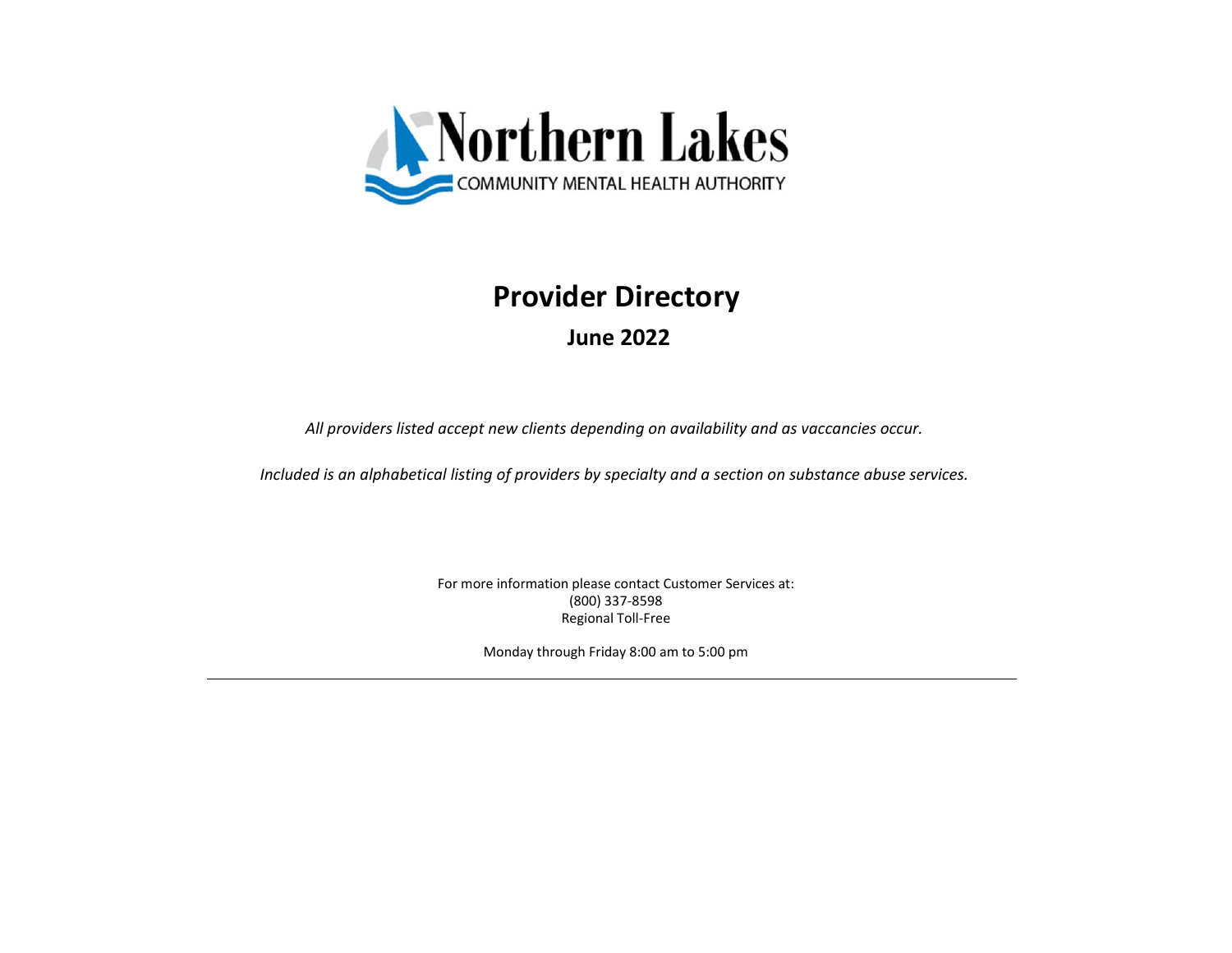Northern Lakes
COMMUNITY MENTAL HEALTH AUTHORITY

# Provider Directory

## June 2022

*All providers listed accept new clients depending on availability and as vaccancies occur.*

*Included is an alphabetical listing of providers by specialty and a section on substance abuse services.*

For more information please contact Customer Services at:
(800) 337-8598
Regional Toll-Free

Monday through Friday 8:00 am to 5:00 pm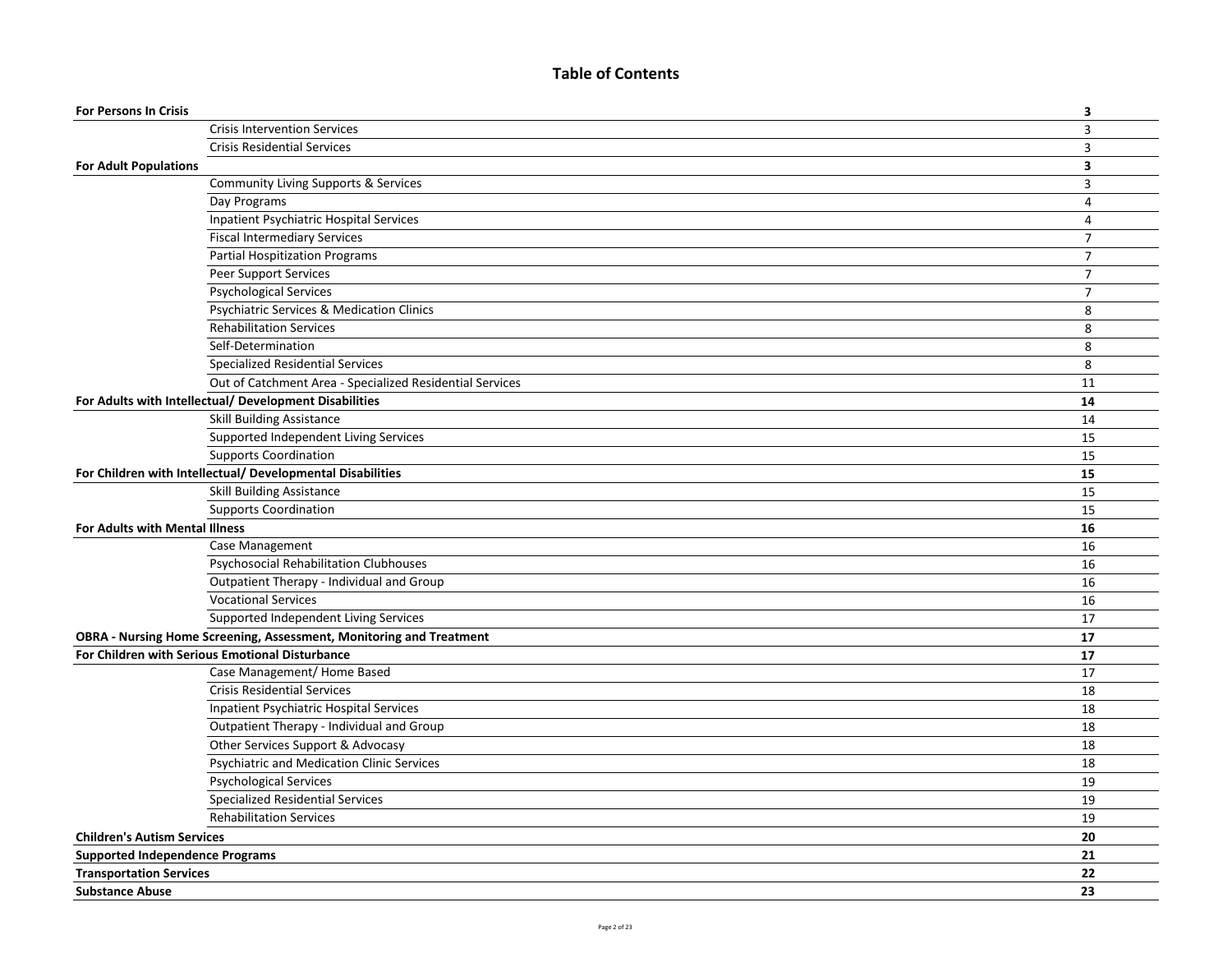# Table of Contents

| | | |
|---|---|---|
| **For Persons In Crisis** | | **3** |
| | Crisis Intervention Services | 3 |
| | Crisis Residential Services | 3 |
| **For Adult Populations** | | **3** |
| | Community Living Supports & Services | 3 |
| | Day Programs | 4 |
| | Inpatient Psychiatric Hospital Services | 4 |
| | Fiscal Intermediary Services | 7 |
| | Partial Hospitization Programs | 7 |
| | Peer Support Services | 7 |
| | Psychological Services | 7 |
| | Psychiatric Services & Medication Clinics | 8 |
| | Rehabilitation Services | 8 |
| | Self-Determination | 8 |
| | Specialized Residential Services | 8 |
| | Out of Catchment Area - Specialized Residential Services | 11 |
| **For Adults with Intellectual/ Development Disabilities** | | **14** |
| | Skill Building Assistance | 14 |
| | Supported Independent Living Services | 15 |
| | Supports Coordination | 15 |
| **For Children with Intellectual/ Developmental Disabilities** | | **15** |
| | Skill Building Assistance | 15 |
| | Supports Coordination | 15 |
| **For Adults with Mental Illness** | | **16** |
| | Case Management | 16 |
| | Psychosocial Rehabilitation Clubhouses | 16 |
| | Outpatient Therapy - Individual and Group | 16 |
| | Vocational Services | 16 |
| | Supported Independent Living Services | 17 |
| **OBRA - Nursing Home Screening, Assessment, Monitoring and Treatment** | | **17** |
| **For Children with Serious Emotional Disturbance** | | **17** |
| | Case Management/ Home Based | 17 |
| | Crisis Residential Services | 18 |
| | Inpatient Psychiatric Hospital Services | 18 |
| | Outpatient Therapy - Individual and Group | 18 |
| | Other Services Support & Advocasy | 18 |
| | Psychiatric and Medication Clinic Services | 18 |
| | Psychological Services | 19 |
| | Specialized Residential Services | 19 |
| | Rehabilitation Services | 19 |
| **Children's Autism Services** | | **20** |
| **Supported Independence Programs** | | **21** |
| **Transportation Services** | | **22** |
| **Substance Abuse** | | **23** |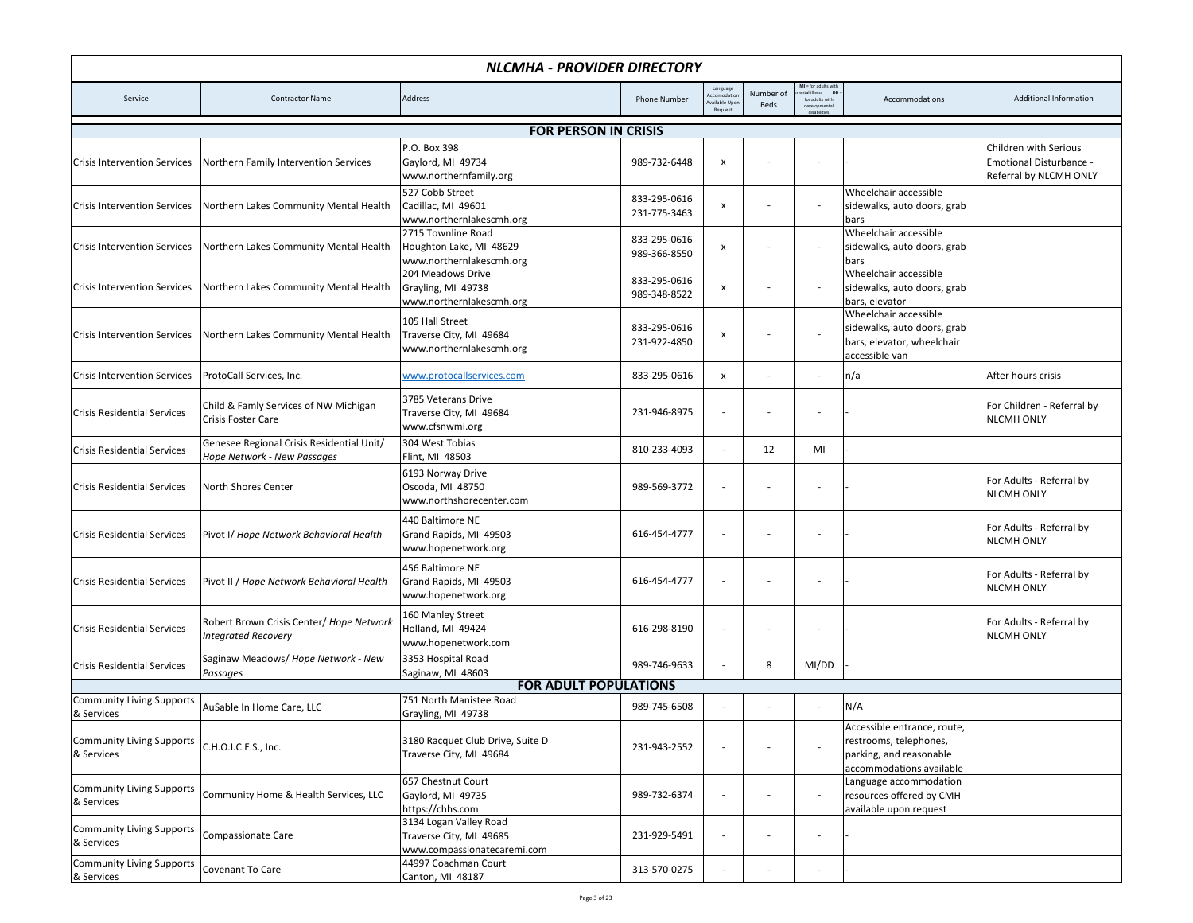# NLCMHA - PROVIDER DIRECTORY

| Service | Contractor Name | Address | Phone Number | Language Accomodation Available Upon Request | Number of Beds | MI = for adults with mental illness DD = for adults with developmental disabilities | Accommodations | Additional Information |
|---|---|---|---|---|---|---|---|---|
| **FOR PERSON IN CRISIS** | | | | | | | | |
| Crisis Intervention Services | Northern Family Intervention Services | P.O. Box 398<br>Gaylord, MI 49734<br>www.northernfamily.org | 989-732-6448 | x | - | - | - | Children with Serious Emotional Disturbance - Referral by NLCMH ONLY |
| Crisis Intervention Services | Northern Lakes Community Mental Health | 527 Cobb Street<br>Cadillac, MI 49601<br>www.northernlakescmh.org | 833-295-0616<br>231-775-3463 | x | - | - | Wheelchair accessible sidewalks, auto doors, grab bars | |
| Crisis Intervention Services | Northern Lakes Community Mental Health | 2715 Townline Road<br>Houghton Lake, MI 48629<br>www.northernlakescmh.org | 833-295-0616<br>989-366-8550 | x | - | - | Wheelchair accessible sidewalks, auto doors, grab bars | |
| Crisis Intervention Services | Northern Lakes Community Mental Health | 204 Meadows Drive<br>Grayling, MI 49738<br>www.northernlakescmh.org | 833-295-0616<br>989-348-8522 | x | - | - | Wheelchair accessible sidewalks, auto doors, grab bars, elevator | |
| Crisis Intervention Services | Northern Lakes Community Mental Health | 105 Hall Street<br>Traverse City, MI 49684<br>www.northernlakescmh.org | 833-295-0616<br>231-922-4850 | x | - | - | Wheelchair accessible sidewalks, auto doors, grab bars, elevator, wheelchair accessible van | |
| Crisis Intervention Services | ProtoCall Services, Inc. | www.protocallservices.com | 833-295-0616 | x | - | - | n/a | After hours crisis |
| Crisis Residential Services | Child & Famly Services of NW Michigan Crisis Foster Care | 3785 Veterans Drive<br>Traverse City, MI 49684<br>www.cfsnwmi.org | 231-946-8975 | - | - | - | - | For Children - Referral by NLCMH ONLY |
| Crisis Residential Services | Genesee Regional Crisis Residential Unit/ *Hope Network - New Passages* | 304 West Tobias<br>Flint, MI 48503 | 810-233-4093 | - | 12 | MI | - | |
| Crisis Residential Services | North Shores Center | 6193 Norway Drive<br>Oscoda, MI 48750<br>www.northshorecenter.com | 989-569-3772 | - | - | - | - | For Adults - Referral by NLCMH ONLY |
| Crisis Residential Services | Pivot I/ *Hope Network Behavioral Health* | 440 Baltimore NE<br>Grand Rapids, MI 49503<br>www.hopenetwork.org | 616-454-4777 | - | - | - | - | For Adults - Referral by NLCMH ONLY |
| Crisis Residential Services | Pivot II / *Hope Network Behavioral Health* | 456 Baltimore NE<br>Grand Rapids, MI 49503<br>www.hopenetwork.org | 616-454-4777 | - | - | - | - | For Adults - Referral by NLCMH ONLY |
| Crisis Residential Services | Robert Brown Crisis Center/ *Hope Network Integrated Recovery* | 160 Manley Street<br>Holland, MI 49424<br>www.hopenetwork.com | 616-298-8190 | - | - | - | - | For Adults - Referral by NLCMH ONLY |
| Crisis Residential Services | Saginaw Meadows/ *Hope Network - New Passages* | 3353 Hospital Road<br>Saginaw, MI 48603 | 989-746-9633 | - | 8 | MI/DD | - | |
| **FOR ADULT POPULATIONS** | | | | | | | | |
| Community Living Supports & Services | AuSable In Home Care, LLC | 751 North Manistee Road<br>Grayling, MI 49738 | 989-745-6508 | - | - | - | N/A | |
| Community Living Supports & Services | C.H.O.I.C.E.S., Inc. | 3180 Racquet Club Drive, Suite D<br>Traverse City, MI 49684 | 231-943-2552 | - | - | - | Accessible entrance, route, restrooms, telephones, parking, and reasonable accommodations available | |
| Community Living Supports & Services | Community Home & Health Services, LLC | 657 Chestnut Court<br>Gaylord, MI 49735<br>https://chhs.com | 989-732-6374 | - | - | - | Language accommodation resources offered by CMH available upon request | |
| Community Living Supports & Services | Compassionate Care | 3134 Logan Valley Road<br>Traverse City, MI 49685<br>www.compassionatecaremi.com | 231-929-5491 | - | - | - | - | |
| Community Living Supports & Services | Covenant To Care | 44997 Coachman Court<br>Canton, MI 48187 | 313-570-0275 | - | - | - | - | |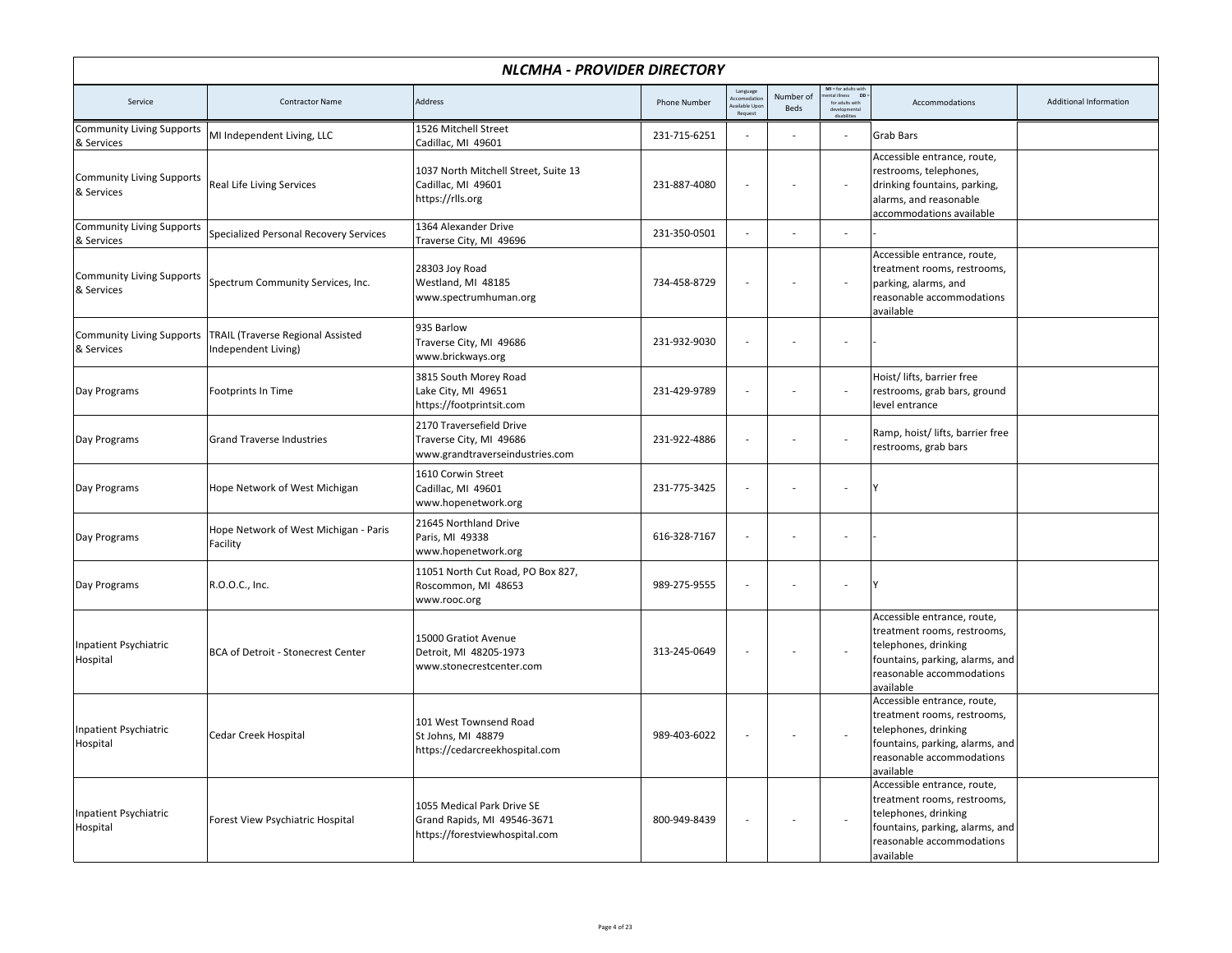# NLCMHA - PROVIDER DIRECTORY

| Service | Contractor Name | Address | Phone Number | Language Accomodation Available Upon Request | Number of Beds | MI = for adults with mental illness DD = for adults with developmental disabilities | Accommodations | Additional Information |
|---|---|---|---|---|---|---|---|---|
| Community Living Supports & Services | MI Independent Living, LLC | 1526 Mitchell Street<br>Cadillac, MI 49601 | 231-715-6251 | - | - | - | Grab Bars | |
| Community Living Supports & Services | Real Life Living Services | 1037 North Mitchell Street, Suite 13<br>Cadillac, MI 49601<br>https://rlls.org | 231-887-4080 | - | - | - | Accessible entrance, route, restrooms, telephones, drinking fountains, parking, alarms, and reasonable accommodations available | |
| Community Living Supports & Services | Specialized Personal Recovery Services | 1364 Alexander Drive<br>Traverse City, MI 49696 | 231-350-0501 | - | - | - | - | |
| Community Living Supports & Services | Spectrum Community Services, Inc. | 28303 Joy Road<br>Westland, MI 48185<br>www.spectrumhuman.org | 734-458-8729 | - | - | - | Accessible entrance, route, treatment rooms, restrooms, parking, alarms, and reasonable accommodations available | |
| Community Living Supports & Services | TRAIL (Traverse Regional Assisted Independent Living) | 935 Barlow<br>Traverse City, MI 49686<br>www.brickways.org | 231-932-9030 | - | - | - | - | |
| Day Programs | Footprints In Time | 3815 South Morey Road<br>Lake City, MI 49651<br>https://footprintsit.com | 231-429-9789 | - | - | - | Hoist/ lifts, barrier free restrooms, grab bars, ground level entrance | |
| Day Programs | Grand Traverse Industries | 2170 Traversefield Drive<br>Traverse City, MI 49686<br>www.grandtraverseindustries.com | 231-922-4886 | - | - | - | Ramp, hoist/ lifts, barrier free restrooms, grab bars | |
| Day Programs | Hope Network of West Michigan | 1610 Corwin Street<br>Cadillac, MI 49601<br>www.hopenetwork.org | 231-775-3425 | - | - | - | Y | |
| Day Programs | Hope Network of West Michigan - Paris Facility | 21645 Northland Drive<br>Paris, MI 49338<br>www.hopenetwork.org | 616-328-7167 | - | - | - | - | |
| Day Programs | R.O.O.C., Inc. | 11051 North Cut Road, PO Box 827,<br>Roscommon, MI 48653<br>www.rooc.org | 989-275-9555 | - | - | - | Y | |
| Inpatient Psychiatric Hospital | BCA of Detroit - Stonecrest Center | 15000 Gratiot Avenue<br>Detroit, MI 48205-1973<br>www.stonecrestcenter.com | 313-245-0649 | - | - | - | Accessible entrance, route, treatment rooms, restrooms, telephones, drinking fountains, parking, alarms, and reasonable accommodations available | |
| Inpatient Psychiatric Hospital | Cedar Creek Hospital | 101 West Townsend Road<br>St Johns, MI 48879<br>https://cedarcreekhospital.com | 989-403-6022 | - | - | - | Accessible entrance, route, treatment rooms, restrooms, telephones, drinking fountains, parking, alarms, and reasonable accommodations available | |
| Inpatient Psychiatric Hospital | Forest View Psychiatric Hospital | 1055 Medical Park Drive SE<br>Grand Rapids, MI 49546-3671<br>https://forestviewhospital.com | 800-949-8439 | - | - | - | Accessible entrance, route, treatment rooms, restrooms, telephones, drinking fountains, parking, alarms, and reasonable accommodations available | |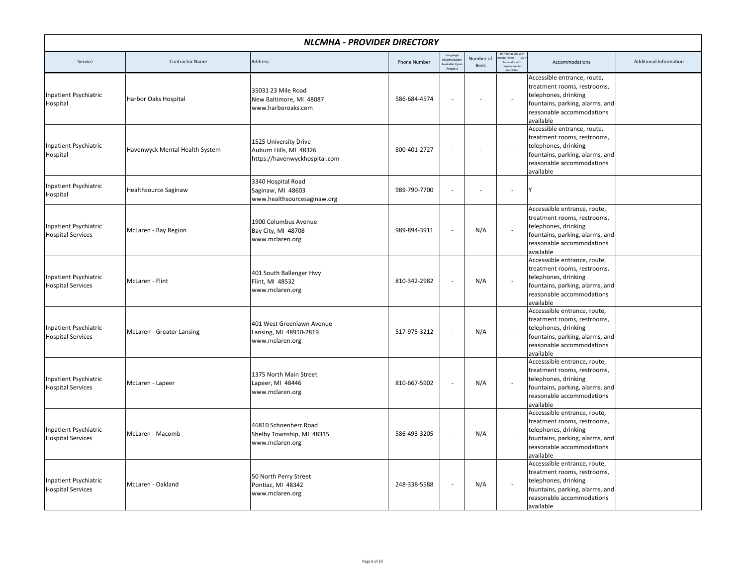## *NLCMHA - PROVIDER DIRECTORY*

| Service | Contractor Name | Address | Phone Number | Language Accomodation Available Upon Request | Number of Beds | MI = for adults with mental illness DD = for adults with developmental disabilities | Accommodations | Additional Information |
|---|---|---|---|---|---|---|---|---|
| Inpatient Psychiatric Hospital | Harbor Oaks Hospital | 35031 23 Mile Road<br>New Baltimore, MI 48087<br>www.harboroaks.com | 586-684-4574 | - | - | - | Accessible entrance, route, treatment rooms, restrooms, telephones, drinking fountains, parking, alarms, and reasonable accommodations available | |
| Inpatient Psychiatric Hospital | Havenwyck Mental Health System | 1525 University Drive<br>Auburn Hills, MI 48326<br>https://havenwyckhospital.com | 800-401-2727 | - | - | - | Accessible entrance, route, treatment rooms, restrooms, telephones, drinking fountains, parking, alarms, and reasonable accommodations available | |
| Inpatient Psychiatric Hospital | Healthsource Saginaw | 3340 Hospital Road<br>Saginaw, MI 48603<br>www.healthsourcesaginaw.org | 989-790-7700 | - | - | - | Y | |
| Inpatient Psychiatric Hospital Services | McLaren - Bay Region | 1900 Columbus Avenue<br>Bay City, MI 48708<br>www.mclaren.org | 989-894-3911 | - | N/A | - | Accesssible entrance, route, treatment rooms, restrooms, telephones, drinking fountains, parking, alarms, and reasonable accommodations available | |
| Inpatient Psychiatric Hospital Services | McLaren - Flint | 401 South Ballenger Hwy<br>Flint, MI 48532<br>www.mclaren.org | 810-342-2982 | - | N/A | - | Accesssible entrance, route, treatment rooms, restrooms, telephones, drinking fountains, parking, alarms, and reasonable accommodations available | |
| Inpatient Psychiatric Hospital Services | McLaren - Greater Lansing | 401 West Greenlawn Avenue<br>Lansing, MI 48910-2819<br>www.mclaren.org | 517-975-3212 | - | N/A | - | Accesssible entrance, route, treatment rooms, restrooms, telephones, drinking fountains, parking, alarms, and reasonable accommodations available | |
| Inpatient Psychiatric Hospital Services | McLaren - Lapeer | 1375 North Main Street<br>Lapeer, MI 48446<br>www.mclaren.org | 810-667-5902 | - | N/A | - | Accesssible entrance, route, treatment rooms, restrooms, telephones, drinking fountains, parking, alarms, and reasonable accommodations available | |
| Inpatient Psychiatric Hospital Services | McLaren - Macomb | 46810 Schoenherr Road<br>Shelby Township, MI 48315<br>www.mclaren.org | 586-493-3205 | - | N/A | - | Accesssible entrance, route, treatment rooms, restrooms, telephones, drinking fountains, parking, alarms, and reasonable accommodations available | |
| Inpatient Psychiatric Hospital Services | McLaren - Oakland | 50 North Perry Street<br>Pontiac, MI 48342<br>www.mclaren.org | 248-338-5588 | - | N/A | - | Accesssible entrance, route, treatment rooms, restrooms, telephones, drinking fountains, parking, alarms, and reasonable accommodations available | |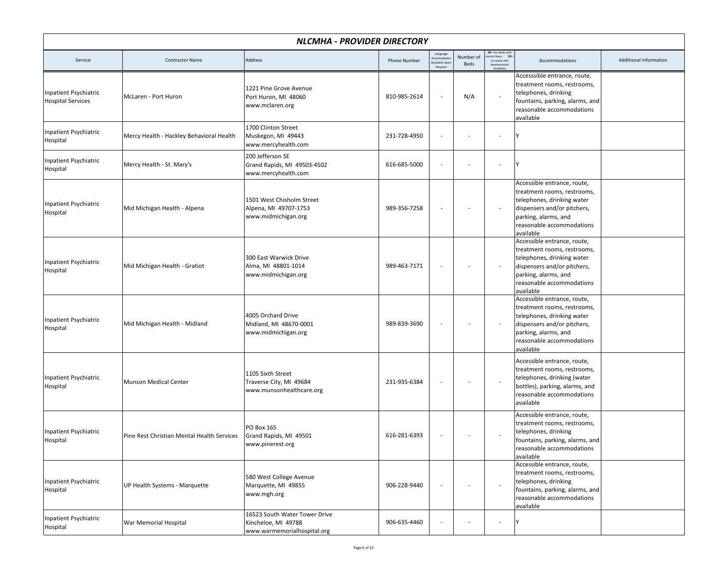# NLCMHA - PROVIDER DIRECTORY

| Service | Contractor Name | Address | Phone Number | Language Accomodation Available Upon Request | Number of Beds | MI = for adults with mental illness DD = for adults with developmental disabilities | Accommodations | Additional Information |
|---|---|---|---|---|---|---|---|---|
| Inpatient Psychiatric Hospital Services | McLaren - Port Huron | 1221 Pine Grove Avenue<br>Port Huron, MI 48060<br>www.mclaren.org | 810-985-2614 | - | N/A | - | Accesssible entrance, route, treatment rooms, restrooms, telephones, drinking fountains, parking, alarms, and reasonable accommodations available | |
| Inpatient Psychiatric Hospital | Mercy Health - Hackley Behavioral Health | 1700 Clinton Street<br>Muskegon, MI 49443<br>www.mercyhealth.com | 231-728-4950 | - | - | - | Y | |
| Inpatient Psychiatric Hospital | Mercy Health - St. Mary's | 200 Jefferson SE<br>Grand Rapids, MI 49503-4502<br>www.mercyhealth.com | 616-685-5000 | - | - | - | Y | |
| Inpatient Psychiatric Hospital | Mid Michigan Health - Alpena | 1501 West Chisholm Street<br>Alpena, MI 49707-1753<br>www.midmichigan.org | 989-356-7258 | - | - | - | Accessible entrance, route, treatment rooms, restrooms, telephones, drinking water dispensers and/or pitchers, parking, alarms, and reasonable accommodations available | |
| Inpatient Psychiatric Hospital | Mid Michigan Health - Gratiot | 300 East Warwick Drive<br>Alma, MI 48801-1014<br>www.midmichigan.org | 989-463-7171 | - | - | - | Accessible entrance, route, treatment rooms, restrooms, telephones, drinking water dispensers and/or pitchers, parking, alarms, and reasonable accommodations available | |
| Inpatient Psychiatric Hospital | Mid Michigan Health - Midland | 4005 Orchard Drive<br>Midland, MI 48670-0001<br>www.midmichigan.org | 989-839-3690 | - | - | - | Accessible entrance, route, treatment rooms, restrooms, telephones, drinking water dispensers and/or pitchers, parking, alarms, and reasonable accommodations available | |
| Inpatient Psychiatric Hospital | Munson Medical Center | 1105 Sixth Street<br>Traverse City, MI 49684<br>www.munsonhealthcare.org | 231-935-6384 | - | - | - | Accessible entrance, route, treatment rooms, restrooms, telephones, drinking (water bottles), parking, alarms, and reasonable accommodations available | |
| Inpatient Psychiatric Hospital | Pine Rest Christian Mental Health Services | PO Box 165<br>Grand Rapids, MI 49501<br>www.pinerest.org | 616-281-6393 | - | - | - | Accessible entrance, route, treatment rooms, restrooms, telephones, drinking fountains, parking, alarms, and reasonable accommodations available | |
| Inpatient Psychiatric Hospital | UP Health Systems - Marquette | 580 West College Avenue<br>Marquette, MI 49855<br>www.mgh.org | 906-228-9440 | - | - | - | Accessible entrance, route, treatment rooms, restrooms, telephones, drinking fountains, parking, alarms, and reasonable accommodations available | |
| Inpatient Psychiatric Hospital | War Memorial Hospital | 16523 South Water Tower Drive<br>Kincheloe, MI 49788<br>www.warmemorialhospital.org | 906-635-4460 | - | - | - | Y | |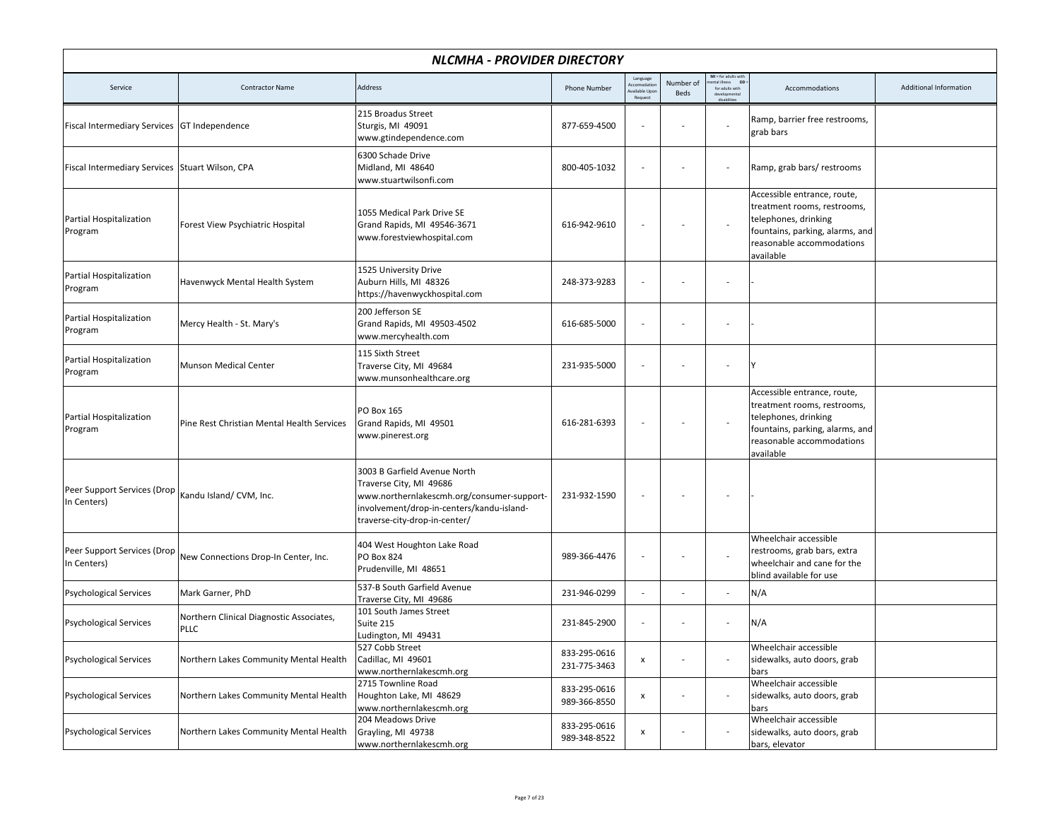# NLCMHA - PROVIDER DIRECTORY

| Service | Contractor Name | Address | Phone Number | Language Accomodation Available Upon Request | Number of Beds | MI = for adults with mental illness DD = for adults with developmental disabilities | Accommodations | Additional Information |
|---|---|---|---|---|---|---|---|---|
| Fiscal Intermediary Services | GT Independence | 215 Broadus Street<br>Sturgis, MI 49091<br>www.gtindependence.com | 877-659-4500 | - | - | - | Ramp, barrier free restrooms, grab bars | |
| Fiscal Intermediary Services | Stuart Wilson, CPA | 6300 Schade Drive<br>Midland, MI 48640<br>www.stuartwilsonfi.com | 800-405-1032 | - | - | - | Ramp, grab bars/ restrooms | |
| Partial Hospitalization Program | Forest View Psychiatric Hospital | 1055 Medical Park Drive SE<br>Grand Rapids, MI 49546-3671<br>www.forestviewhospital.com | 616-942-9610 | - | - | - | Accessible entrance, route, treatment rooms, restrooms, telephones, drinking fountains, parking, alarms, and reasonable accommodations available | |
| Partial Hospitalization Program | Havenwyck Mental Health System | 1525 University Drive<br>Auburn Hills, MI 48326<br>https://havenwyckhospital.com | 248-373-9283 | - | - | - | - | |
| Partial Hospitalization Program | Mercy Health - St. Mary's | 200 Jefferson SE<br>Grand Rapids, MI 49503-4502<br>www.mercyhealth.com | 616-685-5000 | - | - | - | - | |
| Partial Hospitalization Program | Munson Medical Center | 115 Sixth Street<br>Traverse City, MI 49684<br>www.munsonhealthcare.org | 231-935-5000 | - | - | - | Y | |
| Partial Hospitalization Program | Pine Rest Christian Mental Health Services | PO Box 165<br>Grand Rapids, MI 49501<br>www.pinerest.org | 616-281-6393 | - | - | - | Accessible entrance, route, treatment rooms, restrooms, telephones, drinking fountains, parking, alarms, and reasonable accommodations available | |
| Peer Support Services (Drop In Centers) | Kandu Island/ CVM, Inc. | 3003 B Garfield Avenue North<br>Traverse City, MI 49686<br>www.northernlakescmh.org/consumer-support-involvement/drop-in-centers/kandu-island-traverse-city-drop-in-center/ | 231-932-1590 | - | - | - | - | |
| Peer Support Services (Drop In Centers) | New Connections Drop-In Center, Inc. | 404 West Houghton Lake Road<br>PO Box 824<br>Prudenville, MI 48651 | 989-366-4476 | - | - | - | Wheelchair accessible restrooms, grab bars, extra wheelchair and cane for the blind available for use | |
| Psychological Services | Mark Garner, PhD | 537-B South Garfield Avenue<br>Traverse City, MI 49686 | 231-946-0299 | - | - | - | N/A | |
| Psychological Services | Northern Clinical Diagnostic Associates, PLLC | 101 South James Street<br>Suite 215<br>Ludington, MI 49431 | 231-845-2900 | - | - | - | N/A | |
| Psychological Services | Northern Lakes Community Mental Health | 527 Cobb Street<br>Cadillac, MI 49601<br>www.northernlakescmh.org | 833-295-0616<br>231-775-3463 | x | - | - | Wheelchair accessible sidewalks, auto doors, grab bars | |
| Psychological Services | Northern Lakes Community Mental Health | 2715 Townline Road<br>Houghton Lake, MI 48629<br>www.northernlakescmh.org | 833-295-0616<br>989-366-8550 | x | - | - | Wheelchair accessible sidewalks, auto doors, grab bars | |
| Psychological Services | Northern Lakes Community Mental Health | 204 Meadows Drive<br>Grayling, MI 49738<br>www.northernlakescmh.org | 833-295-0616<br>989-348-8522 | x | - | - | Wheelchair accessible sidewalks, auto doors, grab bars, elevator | |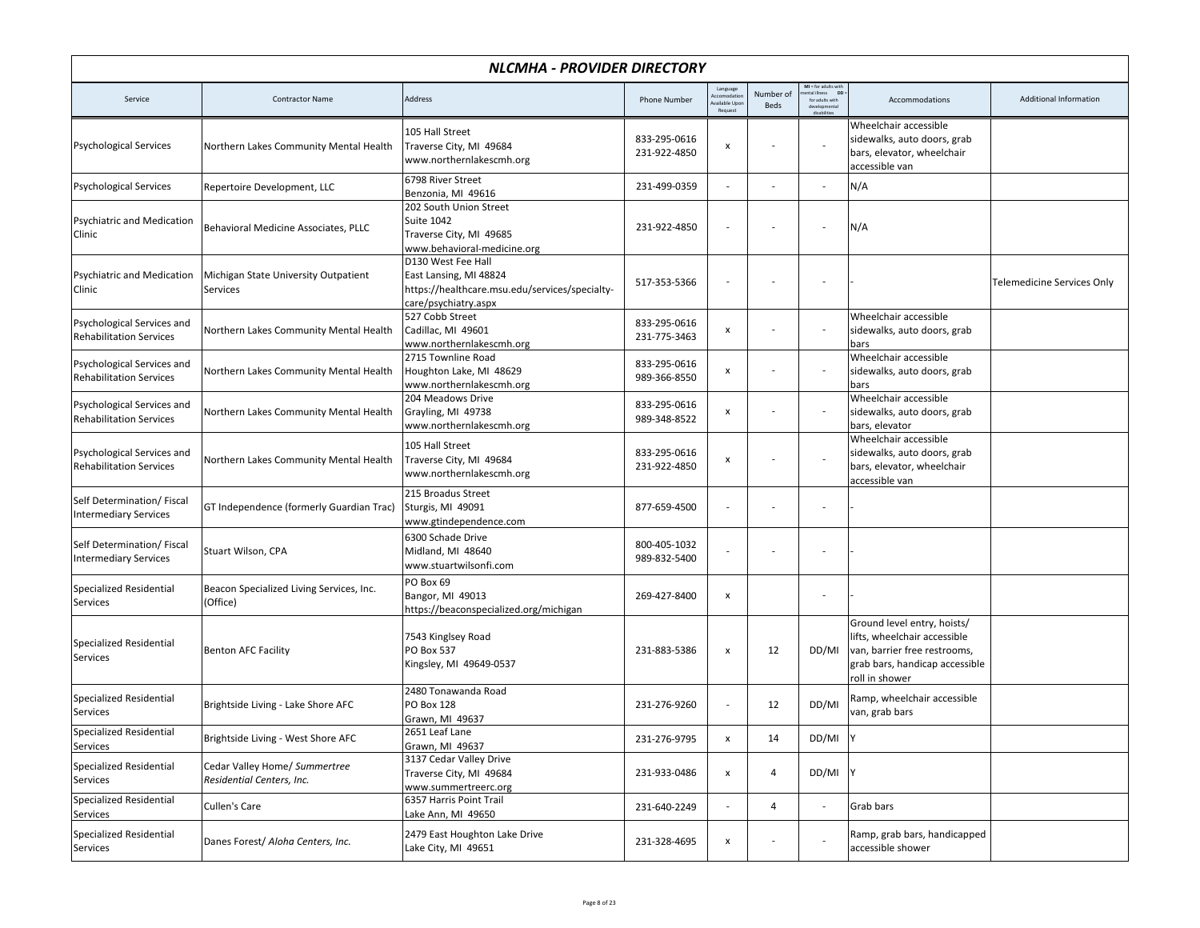# *NLCMHA - PROVIDER DIRECTORY*

| Service | Contractor Name | Address | Phone Number | Language Accomodation Available Upon Request | Number of Beds | MI = for adults with mental illness DD = for adults with developmental disabilities | Accommodations | Additional Information |
|---|---|---|---|---|---|---|---|---|
| Psychological Services | Northern Lakes Community Mental Health | 105 Hall Street<br>Traverse City, MI 49684<br>www.northernlakescmh.org | 833-295-0616<br>231-922-4850 | x | - | - | Wheelchair accessible sidewalks, auto doors, grab bars, elevator, wheelchair accessible van | |
| Psychological Services | Repertoire Development, LLC | 6798 River Street<br>Benzonia, MI 49616 | 231-499-0359 | - | - | - | N/A | |
| Psychiatric and Medication Clinic | Behavioral Medicine Associates, PLLC | 202 South Union Street<br>Suite 1042<br>Traverse City, MI 49685<br>www.behavioral-medicine.org | 231-922-4850 | - | - | - | N/A | |
| Psychiatric and Medication Clinic | Michigan State University Outpatient Services | D130 West Fee Hall<br>East Lansing, MI 48824<br>https://healthcare.msu.edu/services/specialty-care/psychiatry.aspx | 517-353-5366 | - | - | - | - | Telemedicine Services Only |
| Psychological Services and Rehabilitation Services | Northern Lakes Community Mental Health | 527 Cobb Street<br>Cadillac, MI 49601<br>www.northernlakescmh.org | 833-295-0616<br>231-775-3463 | x | - | - | Wheelchair accessible sidewalks, auto doors, grab bars | |
| Psychological Services and Rehabilitation Services | Northern Lakes Community Mental Health | 2715 Townline Road<br>Houghton Lake, MI 48629<br>www.northernlakescmh.org | 833-295-0616<br>989-366-8550 | x | - | - | Wheelchair accessible sidewalks, auto doors, grab bars | |
| Psychological Services and Rehabilitation Services | Northern Lakes Community Mental Health | 204 Meadows Drive<br>Grayling, MI 49738<br>www.northernlakescmh.org | 833-295-0616<br>989-348-8522 | x | - | - | Wheelchair accessible sidewalks, auto doors, grab bars, elevator | |
| Psychological Services and Rehabilitation Services | Northern Lakes Community Mental Health | 105 Hall Street<br>Traverse City, MI 49684<br>www.northernlakescmh.org | 833-295-0616<br>231-922-4850 | x | - | - | Wheelchair accessible sidewalks, auto doors, grab bars, elevator, wheelchair accessible van | |
| Self Determination/ Fiscal Intermediary Services | GT Independence (formerly Guardian Trac) | 215 Broadus Street<br>Sturgis, MI 49091<br>www.gtindependence.com | 877-659-4500 | - | - | - | - | |
| Self Determination/ Fiscal Intermediary Services | Stuart Wilson, CPA | 6300 Schade Drive<br>Midland, MI 48640<br>www.stuartwilsonfi.com | 800-405-1032<br>989-832-5400 | - | - | - | - | |
| Specialized Residential Services | Beacon Specialized Living Services, Inc. (Office) | PO Box 69<br>Bangor, MI 49013<br>https://beaconspecialized.org/michigan | 269-427-8400 | x | | - | - | |
| Specialized Residential Services | Benton AFC Facility | 7543 Kinglsey Road<br>PO Box 537<br>Kingsley, MI 49649-0537 | 231-883-5386 | x | 12 | DD/MI | Ground level entry, hoists/ lifts, wheelchair accessible van, barrier free restrooms, grab bars, handicap accessible roll in shower | |
| Specialized Residential Services | Brightside Living - Lake Shore AFC | 2480 Tonawanda Road<br>PO Box 128<br>Grawn, MI 49637 | 231-276-9260 | - | 12 | DD/MI | Ramp, wheelchair accessible van, grab bars | |
| Specialized Residential Services | Brightside Living - West Shore AFC | 2651 Leaf Lane<br>Grawn, MI 49637 | 231-276-9795 | x | 14 | DD/MI | Y | |
| Specialized Residential Services | Cedar Valley Home/ *Summertree Residential Centers, Inc.* | 3137 Cedar Valley Drive<br>Traverse City, MI 49684<br>www.summertreerc.org | 231-933-0486 | x | 4 | DD/MI | Y | |
| Specialized Residential Services | Cullen's Care | 6357 Harris Point Trail<br>Lake Ann, MI 49650 | 231-640-2249 | - | 4 | - | Grab bars | |
| Specialized Residential Services | Danes Forest/ *Aloha Centers, Inc.* | 2479 East Houghton Lake Drive<br>Lake City, MI 49651 | 231-328-4695 | x | - | - | Ramp, grab bars, handicapped accessible shower | |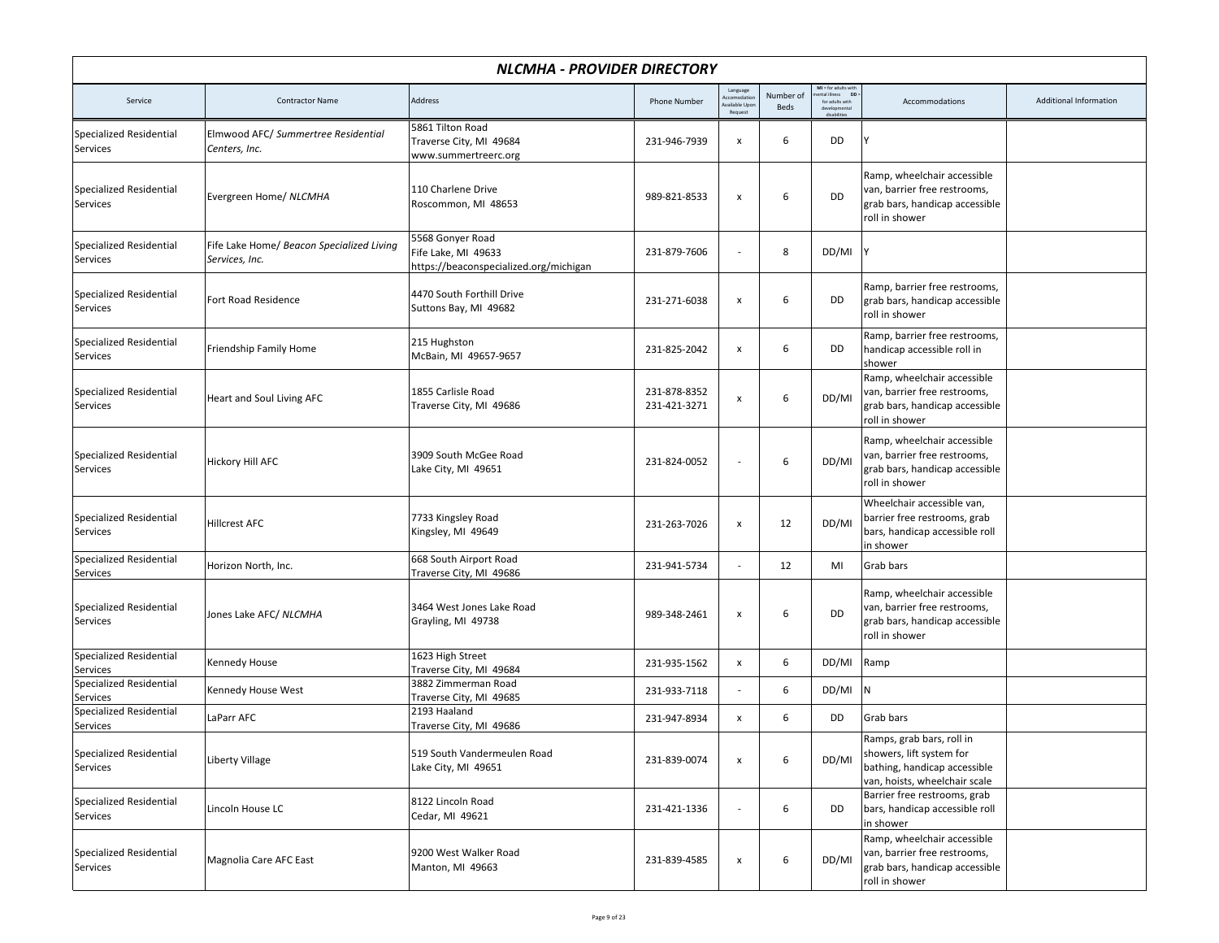# *NLCMHA - PROVIDER DIRECTORY*

| Service | Contractor Name | Address | Phone Number | Language Accomodation Available Upon Request | Number of Beds | MI = for adults with mental illness DD = for adults with developmental disabilities | Accommodations | Additional Information |
|---|---|---|---|---|---|---|---|---|
| Specialized Residential Services | Elmwood AFC/ *Summertree Residential Centers, Inc.* | 5861 Tilton Road<br>Traverse City, MI 49684<br>www.summertreerc.org | 231-946-7939 | x | 6 | DD | Y | |
| Specialized Residential Services | Evergreen Home/ *NLCMHA* | 110 Charlene Drive<br>Roscommon, MI 48653 | 989-821-8533 | x | 6 | DD | Ramp, wheelchair accessible van, barrier free restrooms, grab bars, handicap accessible roll in shower | |
| Specialized Residential Services | Fife Lake Home/ *Beacon Specialized Living Services, Inc.* | 5568 Gonyer Road<br>Fife Lake, MI 49633<br>https://beaconspecialized.org/michigan | 231-879-7606 | - | 8 | DD/MI | Y | |
| Specialized Residential Services | Fort Road Residence | 4470 South Forthill Drive<br>Suttons Bay, MI 49682 | 231-271-6038 | x | 6 | DD | Ramp, barrier free restrooms, grab bars, handicap accessible roll in shower | |
| Specialized Residential Services | Friendship Family Home | 215 Hughston<br>McBain, MI 49657-9657 | 231-825-2042 | x | 6 | DD | Ramp, barrier free restrooms, handicap accessible roll in shower | |
| Specialized Residential Services | Heart and Soul Living AFC | 1855 Carlisle Road<br>Traverse City, MI 49686 | 231-878-8352<br>231-421-3271 | x | 6 | DD/MI | Ramp, wheelchair accessible van, barrier free restrooms, grab bars, handicap accessible roll in shower | |
| Specialized Residential Services | Hickory Hill AFC | 3909 South McGee Road<br>Lake City, MI 49651 | 231-824-0052 | - | 6 | DD/MI | Ramp, wheelchair accessible van, barrier free restrooms, grab bars, handicap accessible roll in shower | |
| Specialized Residential Services | Hillcrest AFC | 7733 Kingsley Road<br>Kingsley, MI 49649 | 231-263-7026 | x | 12 | DD/MI | Wheelchair accessible van, barrier free restrooms, grab bars, handicap accessible roll in shower | |
| Specialized Residential Services | Horizon North, Inc. | 668 South Airport Road<br>Traverse City, MI 49686 | 231-941-5734 | - | 12 | MI | Grab bars | |
| Specialized Residential Services | Jones Lake AFC/ *NLCMHA* | 3464 West Jones Lake Road<br>Grayling, MI 49738 | 989-348-2461 | x | 6 | DD | Ramp, wheelchair accessible van, barrier free restrooms, grab bars, handicap accessible roll in shower | |
| Specialized Residential Services | Kennedy House | 1623 High Street<br>Traverse City, MI 49684 | 231-935-1562 | x | 6 | DD/MI | Ramp | |
| Specialized Residential Services | Kennedy House West | 3882 Zimmerman Road<br>Traverse City, MI 49685 | 231-933-7118 | - | 6 | DD/MI | N | |
| Specialized Residential Services | LaParr AFC | 2193 Haaland<br>Traverse City, MI 49686 | 231-947-8934 | x | 6 | DD | Grab bars | |
| Specialized Residential Services | Liberty Village | 519 South Vandermeulen Road<br>Lake City, MI 49651 | 231-839-0074 | x | 6 | DD/MI | Ramps, grab bars, roll in showers, lift system for bathing, handicap accessible van, hoists, wheelchair scale | |
| Specialized Residential Services | Lincoln House LC | 8122 Lincoln Road<br>Cedar, MI 49621 | 231-421-1336 | - | 6 | DD | Barrier free restrooms, grab bars, handicap accessible roll in shower | |
| Specialized Residential Services | Magnolia Care AFC East | 9200 West Walker Road<br>Manton, MI 49663 | 231-839-4585 | x | 6 | DD/MI | Ramp, wheelchair accessible van, barrier free restrooms, grab bars, handicap accessible roll in shower | |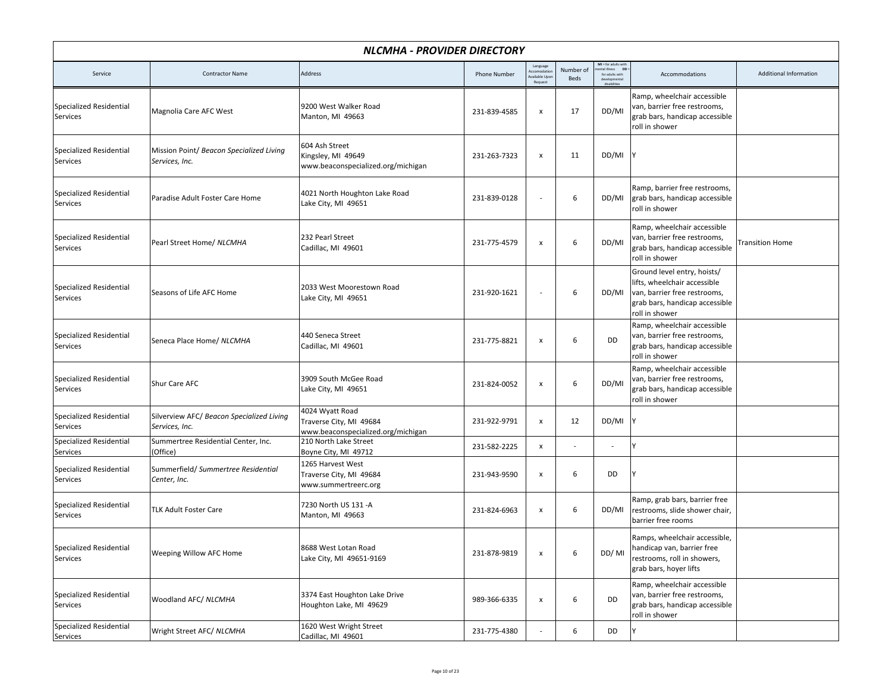# *NLCMHA - PROVIDER DIRECTORY*

| Service | Contractor Name | Address | Phone Number | Language Accomodation Available Upon Request | Number of Beds | MI = for adults with mental illness DD = for adults with developmental disabilities | Accommodations | Additional Information |
|---|---|---|---|---|---|---|---|---|
| Specialized Residential Services | Magnolia Care AFC West | 9200 West Walker Road<br>Manton, MI 49663 | 231-839-4585 | x | 17 | DD/MI | Ramp, wheelchair accessible van, barrier free restrooms, grab bars, handicap accessible roll in shower | |
| Specialized Residential Services | Mission Point/ *Beacon Specialized Living Services, Inc.* | 604 Ash Street<br>Kingsley, MI 49649<br>www.beaconspecialized.org/michigan | 231-263-7323 | x | 11 | DD/MI | Y | |
| Specialized Residential Services | Paradise Adult Foster Care Home | 4021 North Houghton Lake Road<br>Lake City, MI 49651 | 231-839-0128 | - | 6 | DD/MI | Ramp, barrier free restrooms, grab bars, handicap accessible roll in shower | |
| Specialized Residential Services | Pearl Street Home/ *NLCMHA* | 232 Pearl Street<br>Cadillac, MI 49601 | 231-775-4579 | x | 6 | DD/MI | Ramp, wheelchair accessible van, barrier free restrooms, grab bars, handicap accessible roll in shower | Transition Home |
| Specialized Residential Services | Seasons of Life AFC Home | 2033 West Moorestown Road<br>Lake City, MI 49651 | 231-920-1621 | - | 6 | DD/MI | Ground level entry, hoists/ lifts, wheelchair accessible van, barrier free restrooms, grab bars, handicap accessible roll in shower | |
| Specialized Residential Services | Seneca Place Home/ *NLCMHA* | 440 Seneca Street<br>Cadillac, MI 49601 | 231-775-8821 | x | 6 | DD | Ramp, wheelchair accessible van, barrier free restrooms, grab bars, handicap accessible roll in shower | |
| Specialized Residential Services | Shur Care AFC | 3909 South McGee Road<br>Lake City, MI 49651 | 231-824-0052 | x | 6 | DD/MI | Ramp, wheelchair accessible van, barrier free restrooms, grab bars, handicap accessible roll in shower | |
| Specialized Residential Services | Silverview AFC/ *Beacon Specialized Living Services, Inc.* | 4024 Wyatt Road<br>Traverse City, MI 49684<br>www.beaconspecialized.org/michigan | 231-922-9791 | x | 12 | DD/MI | Y | |
| Specialized Residential Services | Summertree Residential Center, Inc. (Office) | 210 North Lake Street<br>Boyne City, MI 49712 | 231-582-2225 | x | - | - | Y | |
| Specialized Residential Services | Summerfield/ *Summertree Residential Center, Inc.* | 1265 Harvest West<br>Traverse City, MI 49684<br>www.summertreerc.org | 231-943-9590 | x | 6 | DD | Y | |
| Specialized Residential Services | TLK Adult Foster Care | 7230 North US 131 -A<br>Manton, MI 49663 | 231-824-6963 | x | 6 | DD/MI | Ramp, grab bars, barrier free restrooms, slide shower chair, barrier free rooms | |
| Specialized Residential Services | Weeping Willow AFC Home | 8688 West Lotan Road<br>Lake City, MI 49651-9169 | 231-878-9819 | x | 6 | DD/ MI | Ramps, wheelchair accessible, handicap van, barrier free restrooms, roll in showers, grab bars, hoyer lifts | |
| Specialized Residential Services | Woodland AFC/ *NLCMHA* | 3374 East Houghton Lake Drive<br>Houghton Lake, MI 49629 | 989-366-6335 | x | 6 | DD | Ramp, wheelchair accessible van, barrier free restrooms, grab bars, handicap accessible roll in shower | |
| Specialized Residential Services | Wright Street AFC/ *NLCMHA* | 1620 West Wright Street<br>Cadillac, MI 49601 | 231-775-4380 | - | 6 | DD | Y | |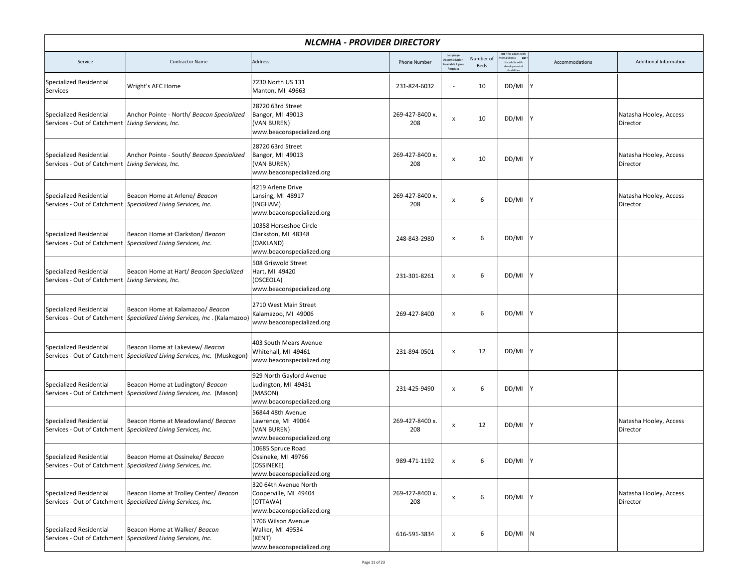# NLCMHA - PROVIDER DIRECTORY

| Service | Contractor Name | Address | Phone Number | Language Accomodation Available Upon Request | Number of Beds | MI = for adults with mental illness DD = for adults with developmental disabilities | Accommodations | Additional Information |
|---|---|---|---|---|---|---|---|---|
| Specialized Residential Services | Wright's AFC Home | 7230 North US 131<br>Manton, MI 49663 | 231-824-6032 | - | 10 | DD/MI | Y | |
| Specialized Residential Services - Out of Catchment | Anchor Pointe - North/ *Beacon Specialized Living Services, Inc.* | 28720 63rd Street<br>Bangor, MI 49013<br>(VAN BUREN)<br>www.beaconspecialized.org | 269-427-8400 x. 208 | x | 10 | DD/MI | Y | Natasha Hooley, Access Director |
| Specialized Residential Services - Out of Catchment | Anchor Pointe - South/ *Beacon Specialized Living Services, Inc.* | 28720 63rd Street<br>Bangor, MI 49013<br>(VAN BUREN)<br>www.beaconspecialized.org | 269-427-8400 x. 208 | x | 10 | DD/MI | Y | Natasha Hooley, Access Director |
| Specialized Residential Services - Out of Catchment | Beacon Home at Arlene/ *Beacon Specialized Living Services, Inc.* | 4219 Arlene Drive<br>Lansing, MI 48917<br>(INGHAM)<br>www.beaconspecialized.org | 269-427-8400 x. 208 | x | 6 | DD/MI | Y | Natasha Hooley, Access Director |
| Specialized Residential Services - Out of Catchment | Beacon Home at Clarkston/ *Beacon Specialized Living Services, Inc.* | 10358 Horseshoe Circle<br>Clarkston, MI 48348<br>(OAKLAND)<br>www.beaconspecialized.org | 248-843-2980 | x | 6 | DD/MI | Y | |
| Specialized Residential Services - Out of Catchment | Beacon Home at Hart/ *Beacon Specialized Living Services, Inc.* | 508 Griswold Street<br>Hart, MI 49420<br>(OSCEOLA)<br>www.beaconspecialized.org | 231-301-8261 | x | 6 | DD/MI | Y | |
| Specialized Residential Services - Out of Catchment | Beacon Home at Kalamazoo/ *Beacon Specialized Living Services, Inc* . (Kalamazoo) | 2710 West Main Street<br>Kalamazoo, MI 49006<br>www.beaconspecialized.org | 269-427-8400 | x | 6 | DD/MI | Y | |
| Specialized Residential Services - Out of Catchment | Beacon Home at Lakeview/ *Beacon Specialized Living Services, Inc.* (Muskegon) | 403 South Mears Avenue<br>Whitehall, MI 49461<br>www.beaconspecialized.org | 231-894-0501 | x | 12 | DD/MI | Y | |
| Specialized Residential Services - Out of Catchment | Beacon Home at Ludington/ *Beacon Specialized Living Services, Inc.* (Mason) | 929 North Gaylord Avenue<br>Ludington, MI 49431<br>(MASON)<br>www.beaconspecialized.org | 231-425-9490 | x | 6 | DD/MI | Y | |
| Specialized Residential Services - Out of Catchment | Beacon Home at Meadowland/ *Beacon Specialized Living Services, Inc.* | 56844 48th Avenue<br>Lawrence, MI 49064<br>(VAN BUREN)<br>www.beaconspecialized.org | 269-427-8400 x. 208 | x | 12 | DD/MI | Y | Natasha Hooley, Access Director |
| Specialized Residential Services - Out of Catchment | Beacon Home at Ossineke/ *Beacon Specialized Living Services, Inc.* | 10685 Spruce Road<br>Ossineke, MI 49766<br>(OSSINEKE)<br>www.beaconspecialized.org | 989-471-1192 | x | 6 | DD/MI | Y | |
| Specialized Residential Services - Out of Catchment | Beacon Home at Trolley Center/ *Beacon Specialized Living Services, Inc.* | 320 64th Avenue North<br>Cooperville, MI 49404<br>(OTTAWA)<br>www.beaconspecialized.org | 269-427-8400 x. 208 | x | 6 | DD/MI | Y | Natasha Hooley, Access Director |
| Specialized Residential Services - Out of Catchment | Beacon Home at Walker/ *Beacon Specialized Living Services, Inc.* | 1706 Wilson Avenue<br>Walker, MI 49534<br>(KENT)<br>www.beaconspecialized.org | 616-591-3834 | x | 6 | DD/MI | N | |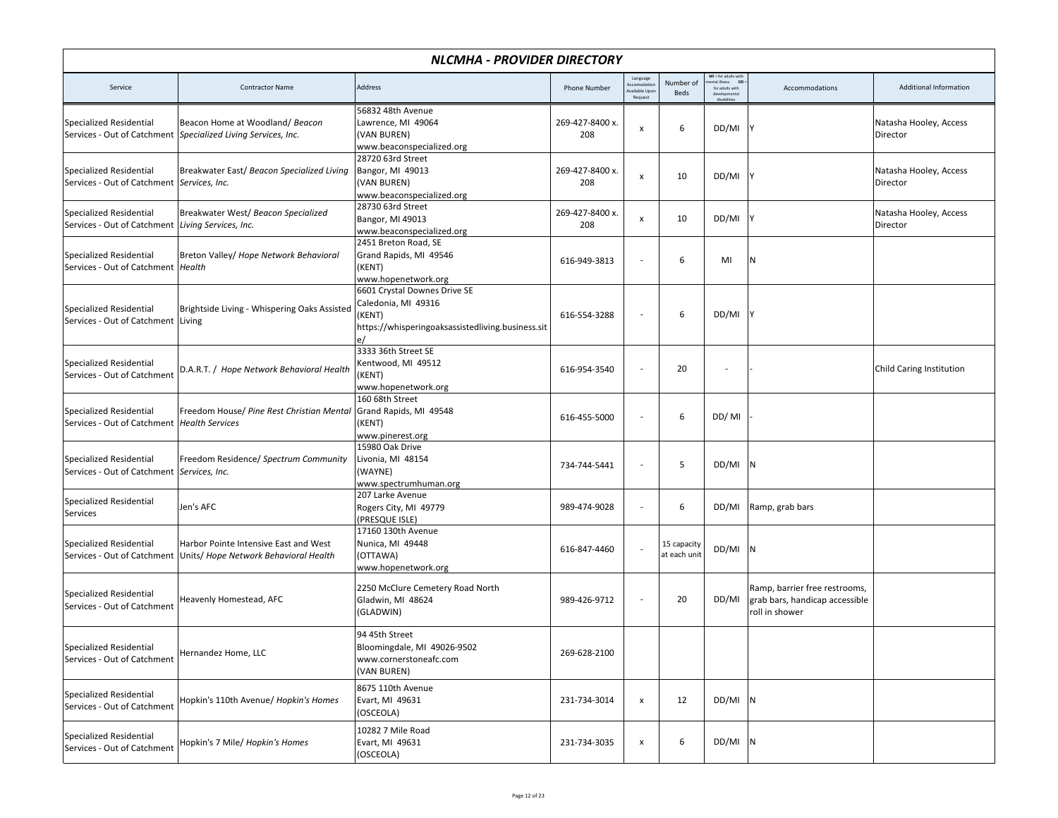# NLCMHA - PROVIDER DIRECTORY

| Service | Contractor Name | Address | Phone Number | Language Accomodation Available Upon Request | Number of Beds | MI = for adults with mental illness DD = for adults with developmental disabilities | Accommodations | Additional Information |
|---|---|---|---|---|---|---|---|---|
| Specialized Residential Services - Out of Catchment | Beacon Home at Woodland/ *Beacon Specialized Living Services, Inc.* | 56832 48th Avenue<br>Lawrence, MI 49064<br>(VAN BUREN)<br>www.beaconspecialized.org | 269-427-8400 x. 208 | x | 6 | DD/MI | Y | Natasha Hooley, Access Director |
| Specialized Residential Services - Out of Catchment | Breakwater East/ *Beacon Specialized Living Services, Inc.* | 28720 63rd Street<br>Bangor, MI 49013<br>(VAN BUREN)<br>www.beaconspecialized.org | 269-427-8400 x. 208 | x | 10 | DD/MI | Y | Natasha Hooley, Access Director |
| Specialized Residential Services - Out of Catchment | Breakwater West/ *Beacon Specialized Living Services, Inc.* | 28730 63rd Street<br>Bangor, MI 49013<br>www.beaconspecialized.org | 269-427-8400 x. 208 | x | 10 | DD/MI | Y | Natasha Hooley, Access Director |
| Specialized Residential Services - Out of Catchment | Breton Valley/ *Hope Network Behavioral Health* | 2451 Breton Road, SE<br>Grand Rapids, MI 49546<br>(KENT)<br>www.hopenetwork.org | 616-949-3813 | - | 6 | MI | N | |
| Specialized Residential Services - Out of Catchment | Brightside Living - Whispering Oaks Assisted Living | 6601 Crystal Downes Drive SE<br>Caledonia, MI 49316<br>(KENT)<br>https://whisperingoaksassistedliving.business.site/ | 616-554-3288 | - | 6 | DD/MI | Y | |
| Specialized Residential Services - Out of Catchment | D.A.R.T. / *Hope Network Behavioral Health* | 3333 36th Street SE<br>Kentwood, MI 49512<br>(KENT)<br>www.hopenetwork.org | 616-954-3540 | - | 20 | - | - | Child Caring Institution |
| Specialized Residential Services - Out of Catchment | Freedom House/ *Pine Rest Christian Mental Health Services* | 160 68th Street<br>Grand Rapids, MI 49548<br>(KENT)<br>www.pinerest.org | 616-455-5000 | - | 6 | DD/ MI | - | |
| Specialized Residential Services - Out of Catchment | Freedom Residence/ *Spectrum Community Services, Inc.* | 15980 Oak Drive<br>Livonia, MI 48154<br>(WAYNE)<br>www.spectrumhuman.org | 734-744-5441 | - | 5 | DD/MI | N | |
| Specialized Residential Services | Jen's AFC | 207 Larke Avenue<br>Rogers City, MI 49779<br>(PRESQUE ISLE) | 989-474-9028 | - | 6 | DD/MI | Ramp, grab bars | |
| Specialized Residential Services - Out of Catchment | Harbor Pointe Intensive East and West Units/ *Hope Network Behavioral Health* | 17160 130th Avenue<br>Nunica, MI 49448<br>(OTTAWA)<br>www.hopenetwork.org | 616-847-4460 | - | 15 capacity at each unit | DD/MI | N | |
| Specialized Residential Services - Out of Catchment | Heavenly Homestead, AFC | 2250 McClure Cemetery Road North<br>Gladwin, MI 48624<br>(GLADWIN) | 989-426-9712 | - | 20 | DD/MI | Ramp, barrier free restrooms, grab bars, handicap accessible roll in shower | |
| Specialized Residential Services - Out of Catchment | Hernandez Home, LLC | 94 45th Street<br>Bloomingdale, MI 49026-9502<br>www.cornerstoneafc.com<br>(VAN BUREN) | 269-628-2100 | | | | | |
| Specialized Residential Services - Out of Catchment | Hopkin's 110th Avenue/ *Hopkin's Homes* | 8675 110th Avenue<br>Evart, MI 49631<br>(OSCEOLA) | 231-734-3014 | x | 12 | DD/MI | N | |
| Specialized Residential Services - Out of Catchment | Hopkin's 7 Mile/ *Hopkin's Homes* | 10282 7 Mile Road<br>Evart, MI 49631<br>(OSCEOLA) | 231-734-3035 | x | 6 | DD/MI | N | |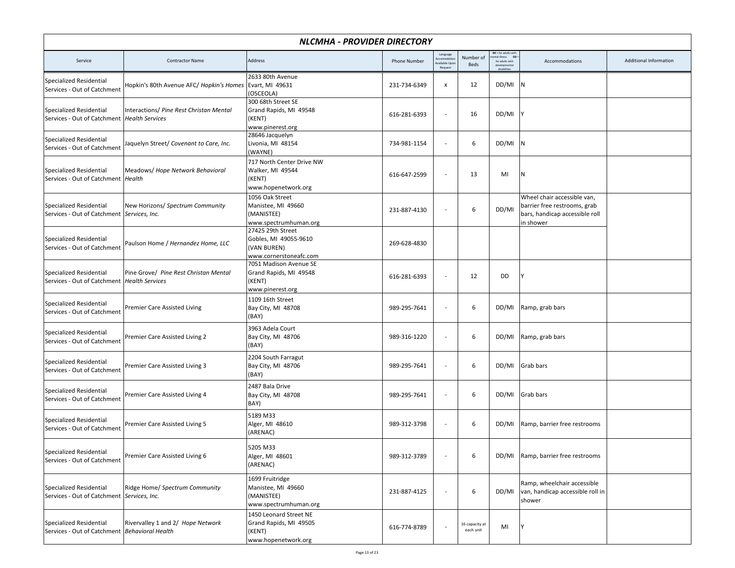# NLCMHA - PROVIDER DIRECTORY

| Service | Contractor Name | Address | Phone Number | Language Accomodation Available Upon Request | Number of Beds | MI = for adults with mental illness DD = for adults with developmental disabilities | Accommodations | Additional Information |
|---|---|---|---|---|---|---|---|---|
| Specialized Residential Services - Out of Catchment | Hopkin's 80th Avenue AFC/ *Hopkin's Homes* | 2633 80th Avenue<br>Evart, MI 49631<br>(OSCEOLA) | 231-734-6349 | x | 12 | DD/MI | N | |
| Specialized Residential Services - Out of Catchment | Interactions/ *Pine Rest Christan Mental Health Services* | 300 68th Street SE<br>Grand Rapids, MI 49548<br>(KENT)<br>www.pinerest.org | 616-281-6393 | - | 16 | DD/MI | Y | |
| Specialized Residential Services - Out of Catchment | Jaquelyn Street/ *Covenant to Care, Inc.* | 28646 Jacquelyn<br>Livonia, MI 48154<br>(WAYNE) | 734-981-1154 | - | 6 | DD/MI | N | |
| Specialized Residential Services - Out of Catchment | Meadows/ *Hope Network Behavioral Health* | 717 North Center Drive NW<br>Walker, MI 49544<br>(KENT)<br>www.hopenetwork.org | 616-647-2599 | - | 13 | MI | N | |
| Specialized Residential Services - Out of Catchment | New Horizons/ *Spectrum Community Services, Inc.* | 1056 Oak Street<br>Manistee, MI 49660<br>(MANISTEE)<br>www.spectrumhuman.org | 231-887-4130 | - | 6 | DD/MI | Wheel chair accessible van, barrier free restrooms, grab bars, handicap accessible roll in shower | |
| Specialized Residential Services - Out of Catchment | Paulson Home / *Hernandez Home, LLC* | 27425 29th Street<br>Gobles, MI 49055-9610<br>(VAN BUREN)<br>www.cornerstoneafc.com | 269-628-4830 | | | | | |
| Specialized Residential Services - Out of Catchment | Pine Grove/ *Pine Rest Christan Mental Health Services* | 7051 Madison Avenue SE<br>Grand Rapids, MI 49548<br>(KENT)<br>www.pinerest.org | 616-281-6393 | - | 12 | DD | Y | |
| Specialized Residential Services - Out of Catchment | Premier Care Assisted Living | 1109 16th Street<br>Bay City, MI 48708<br>(BAY) | 989-295-7641 | - | 6 | DD/MI | Ramp, grab bars | |
| Specialized Residential Services - Out of Catchment | Premier Care Assisted Living 2 | 3963 Adela Court<br>Bay City, MI 48706<br>(BAY) | 989-316-1220 | - | 6 | DD/MI | Ramp, grab bars | |
| Specialized Residential Services - Out of Catchment | Premier Care Assisted Living 3 | 2204 South Farragut<br>Bay City, MI 48706<br>(BAY) | 989-295-7641 | - | 6 | DD/MI | Grab bars | |
| Specialized Residential Services - Out of Catchment | Premier Care Assisted Living 4 | 2487 Bala Drive<br>Bay City, MI 48708<br>BAY) | 989-295-7641 | - | 6 | DD/MI | Grab bars | |
| Specialized Residential Services - Out of Catchment | Premier Care Assisted Living 5 | 5189 M33<br>Alger, MI 48610<br>(ARENAC) | 989-312-3798 | - | 6 | DD/MI | Ramp, barrier free restrooms | |
| Specialized Residential Services - Out of Catchment | Premier Care Assisted Living 6 | 5205 M33<br>Alger, MI 48601<br>(ARENAC) | 989-312-3789 | - | 6 | DD/MI | Ramp, barrier free restrooms | |
| Specialized Residential Services - Out of Catchment | Ridge Home/ *Spectrum Community Services, Inc.* | 1699 Fruitridge<br>Manistee, MI 49660<br>(MANISTEE)<br>www.spectrumhuman.org | 231-887-4125 | - | 6 | DD/MI | Ramp, wheelchair accessible van, handicap accessible roll in shower | |
| Specialized Residential Services - Out of Catchment | Rivervalley 1 and 2/ *Hope Network Behavioral Health* | 1450 Leonard Street NE<br>Grand Rapids, MI 49505<br>(KENT)<br>www.hopenetwork.org | 616-774-8789 | - | 16 capacity at each unit | MI | Y | |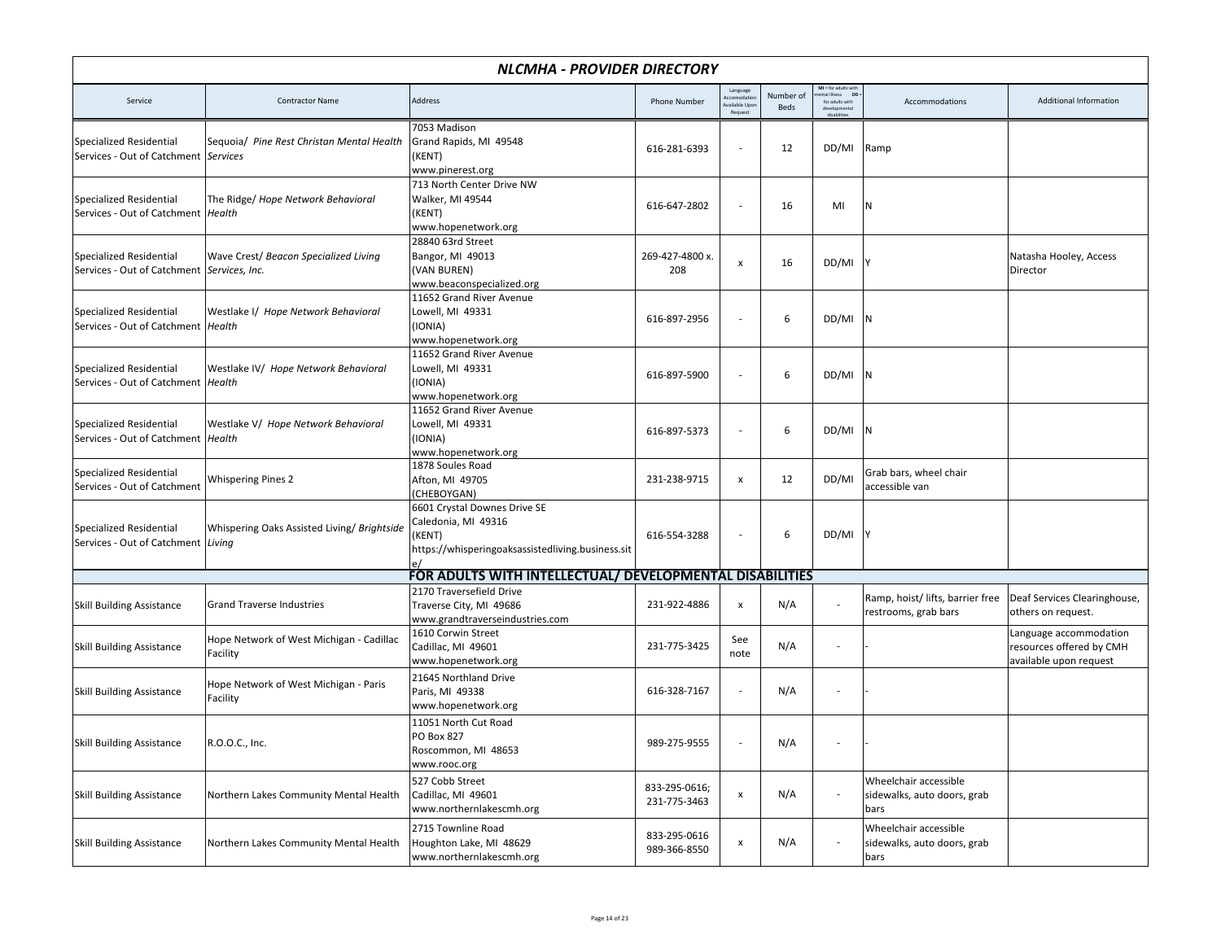## NLCMHA - PROVIDER DIRECTORY

| Service | Contractor Name | Address | Phone Number | Language Accomodation Available Upon Request | Number of Beds | MI = for adults with mental illness DD = for adults with developmental disabilities | Accommodations | Additional Information |
|---|---|---|---|---|---|---|---|---|
| Specialized Residential Services - Out of Catchment | Sequoia/ *Pine Rest Christan Mental Health Services* | 7053 Madison<br>Grand Rapids, MI 49548<br>(KENT)<br>www.pinerest.org | 616-281-6393 | - | 12 | DD/MI | Ramp | |
| Specialized Residential Services - Out of Catchment | The Ridge/ *Hope Network Behavioral Health* | 713 North Center Drive NW<br>Walker, MI 49544<br>(KENT)<br>www.hopenetwork.org | 616-647-2802 | - | 16 | MI | N | |
| Specialized Residential Services - Out of Catchment | Wave Crest/ *Beacon Specialized Living Services, Inc.* | 28840 63rd Street<br>Bangor, MI 49013<br>(VAN BUREN)<br>www.beaconspecialized.org | 269-427-4800 x. 208 | x | 16 | DD/MI | Y | Natasha Hooley, Access Director |
| Specialized Residential Services - Out of Catchment | Westlake I/ *Hope Network Behavioral Health* | 11652 Grand River Avenue<br>Lowell, MI 49331<br>(IONIA)<br>www.hopenetwork.org | 616-897-2956 | - | 6 | DD/MI | N | |
| Specialized Residential Services - Out of Catchment | Westlake IV/ *Hope Network Behavioral Health* | 11652 Grand River Avenue<br>Lowell, MI 49331<br>(IONIA)<br>www.hopenetwork.org | 616-897-5900 | - | 6 | DD/MI | N | |
| Specialized Residential Services - Out of Catchment | Westlake V/ *Hope Network Behavioral Health* | 11652 Grand River Avenue<br>Lowell, MI 49331<br>(IONIA)<br>www.hopenetwork.org | 616-897-5373 | - | 6 | DD/MI | N | |
| Specialized Residential Services - Out of Catchment | Whispering Pines 2 | 1878 Soules Road<br>Afton, MI 49705<br>(CHEBOYGAN) | 231-238-9715 | x | 12 | DD/MI | Grab bars, wheel chair accessible van | |
| Specialized Residential Services - Out of Catchment | Whispering Oaks Assisted Living/ *Brightside Living* | 6601 Crystal Downes Drive SE<br>Caledonia, MI 49316<br>(KENT)<br>https://whisperingoaksassistedliving.business.site/ | 616-554-3288 | - | 6 | DD/MI | Y | |
| | | **FOR ADULTS WITH INTELLECTUAL/ DEVELOPMENTAL DISABILITIES** | | | | | | |
| Skill Building Assistance | Grand Traverse Industries | 2170 Traversefield Drive<br>Traverse City, MI 49686<br>www.grandtraverseindustries.com | 231-922-4886 | x | N/A | - | Ramp, hoist/ lifts, barrier free restrooms, grab bars | Deaf Services Clearinghouse, others on request. |
| Skill Building Assistance | Hope Network of West Michigan - Cadillac Facility | 1610 Corwin Street<br>Cadillac, MI 49601<br>www.hopenetwork.org | 231-775-3425 | See note | N/A | - | - | Language accommodation resources offered by CMH available upon request |
| Skill Building Assistance | Hope Network of West Michigan - Paris Facility | 21645 Northland Drive<br>Paris, MI 49338<br>www.hopenetwork.org | 616-328-7167 | - | N/A | - | - | |
| Skill Building Assistance | R.O.O.C., Inc. | 11051 North Cut Road<br>PO Box 827<br>Roscommon, MI 48653<br>www.rooc.org | 989-275-9555 | - | N/A | - | - | |
| Skill Building Assistance | Northern Lakes Community Mental Health | 527 Cobb Street<br>Cadillac, MI 49601<br>www.northernlakescmh.org | 833-295-0616;<br>231-775-3463 | x | N/A | - | Wheelchair accessible sidewalks, auto doors, grab bars | |
| Skill Building Assistance | Northern Lakes Community Mental Health | 2715 Townline Road<br>Houghton Lake, MI 48629<br>www.northernlakescmh.org | 833-295-0616<br>989-366-8550 | x | N/A | - | Wheelchair accessible sidewalks, auto doors, grab bars | |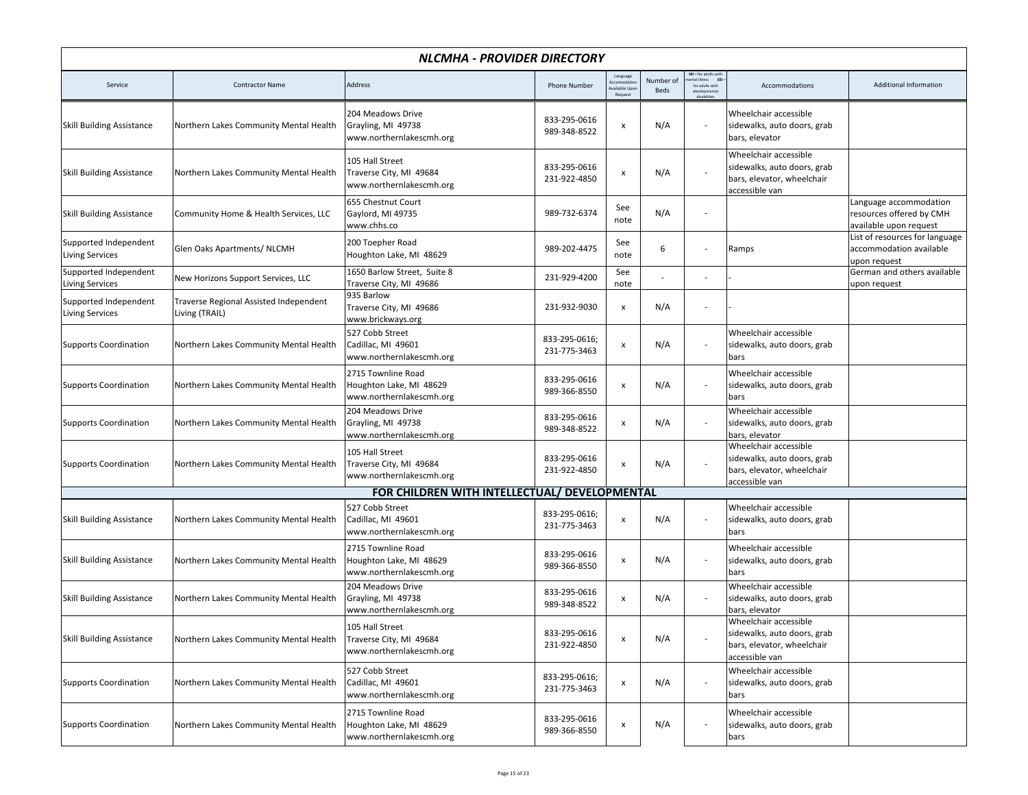# NLCMHA - PROVIDER DIRECTORY

| Service | Contractor Name | Address | Phone Number | Language Accomodation Available Upon Request | Number of Beds | MI = for adults with mental illness DD = for adults with developmental disabilities | Accommodations | Additional Information |
|---|---|---|---|---|---|---|---|---|
| Skill Building Assistance | Northern Lakes Community Mental Health | 204 Meadows Drive<br>Grayling, MI 49738<br>www.northernlakescmh.org | 833-295-0616<br>989-348-8522 | x | N/A | - | Wheelchair accessible sidewalks, auto doors, grab bars, elevator | |
| Skill Building Assistance | Northern Lakes Community Mental Health | 105 Hall Street<br>Traverse City, MI 49684<br>www.northernlakescmh.org | 833-295-0616<br>231-922-4850 | x | N/A | - | Wheelchair accessible sidewalks, auto doors, grab bars, elevator, wheelchair accessible van | |
| Skill Building Assistance | Community Home & Health Services, LLC | 655 Chestnut Court<br>Gaylord, MI 49735<br>www.chhs.co | 989-732-6374 | See note | N/A | - | | Language accommodation resources offered by CMH available upon request |
| Supported Independent Living Services | Glen Oaks Apartments/ NLCMH | 200 Toepher Road<br>Houghton Lake, MI 48629 | 989-202-4475 | See note | 6 | - | Ramps | List of resources for language accommodation available upon request |
| Supported Independent Living Services | New Horizons Support Services, LLC | 1650 Barlow Street, Suite 8<br>Traverse City, MI 49686 | 231-929-4200 | See note | - | - | - | German and others available upon request |
| Supported Independent Living Services | Traverse Regional Assisted Independent Living (TRAIL) | 935 Barlow<br>Traverse City, MI 49686<br>www.brickways.org | 231-932-9030 | x | N/A | - | - | |
| Supports Coordination | Northern Lakes Community Mental Health | 527 Cobb Street<br>Cadillac, MI 49601<br>www.northernlakescmh.org | 833-295-0616;<br>231-775-3463 | x | N/A | - | Wheelchair accessible sidewalks, auto doors, grab bars | |
| Supports Coordination | Northern Lakes Community Mental Health | 2715 Townline Road<br>Houghton Lake, MI 48629<br>www.northernlakescmh.org | 833-295-0616<br>989-366-8550 | x | N/A | - | Wheelchair accessible sidewalks, auto doors, grab bars | |
| Supports Coordination | Northern Lakes Community Mental Health | 204 Meadows Drive<br>Grayling, MI 49738<br>www.northernlakescmh.org | 833-295-0616<br>989-348-8522 | x | N/A | - | Wheelchair accessible sidewalks, auto doors, grab bars, elevator | |
| Supports Coordination | Northern Lakes Community Mental Health | 105 Hall Street<br>Traverse City, MI 49684<br>www.northernlakescmh.org | 833-295-0616<br>231-922-4850 | x | N/A | - | Wheelchair accessible sidewalks, auto doors, grab bars, elevator, wheelchair accessible van | |
| **FOR CHILDREN WITH INTELLECTUAL/ DEVELOPMENTAL** | | | | | | | | |
| Skill Building Assistance | Northern Lakes Community Mental Health | 527 Cobb Street<br>Cadillac, MI 49601<br>www.northernlakescmh.org | 833-295-0616;<br>231-775-3463 | x | N/A | - | Wheelchair accessible sidewalks, auto doors, grab bars | |
| Skill Building Assistance | Northern Lakes Community Mental Health | 2715 Townline Road<br>Houghton Lake, MI 48629<br>www.northernlakescmh.org | 833-295-0616<br>989-366-8550 | x | N/A | - | Wheelchair accessible sidewalks, auto doors, grab bars | |
| Skill Building Assistance | Northern Lakes Community Mental Health | 204 Meadows Drive<br>Grayling, MI 49738<br>www.northernlakescmh.org | 833-295-0616<br>989-348-8522 | x | N/A | - | Wheelchair accessible sidewalks, auto doors, grab bars, elevator | |
| Skill Building Assistance | Northern Lakes Community Mental Health | 105 Hall Street<br>Traverse City, MI 49684<br>www.northernlakescmh.org | 833-295-0616<br>231-922-4850 | x | N/A | - | Wheelchair accessible sidewalks, auto doors, grab bars, elevator, wheelchair accessible van | |
| Supports Coordination | Northern Lakes Community Mental Health | 527 Cobb Street<br>Cadillac, MI 49601<br>www.northernlakescmh.org | 833-295-0616;<br>231-775-3463 | x | N/A | - | Wheelchair accessible sidewalks, auto doors, grab bars | |
| Supports Coordination | Northern Lakes Community Mental Health | 2715 Townline Road<br>Houghton Lake, MI 48629<br>www.northernlakescmh.org | 833-295-0616<br>989-366-8550 | x | N/A | - | Wheelchair accessible sidewalks, auto doors, grab bars | |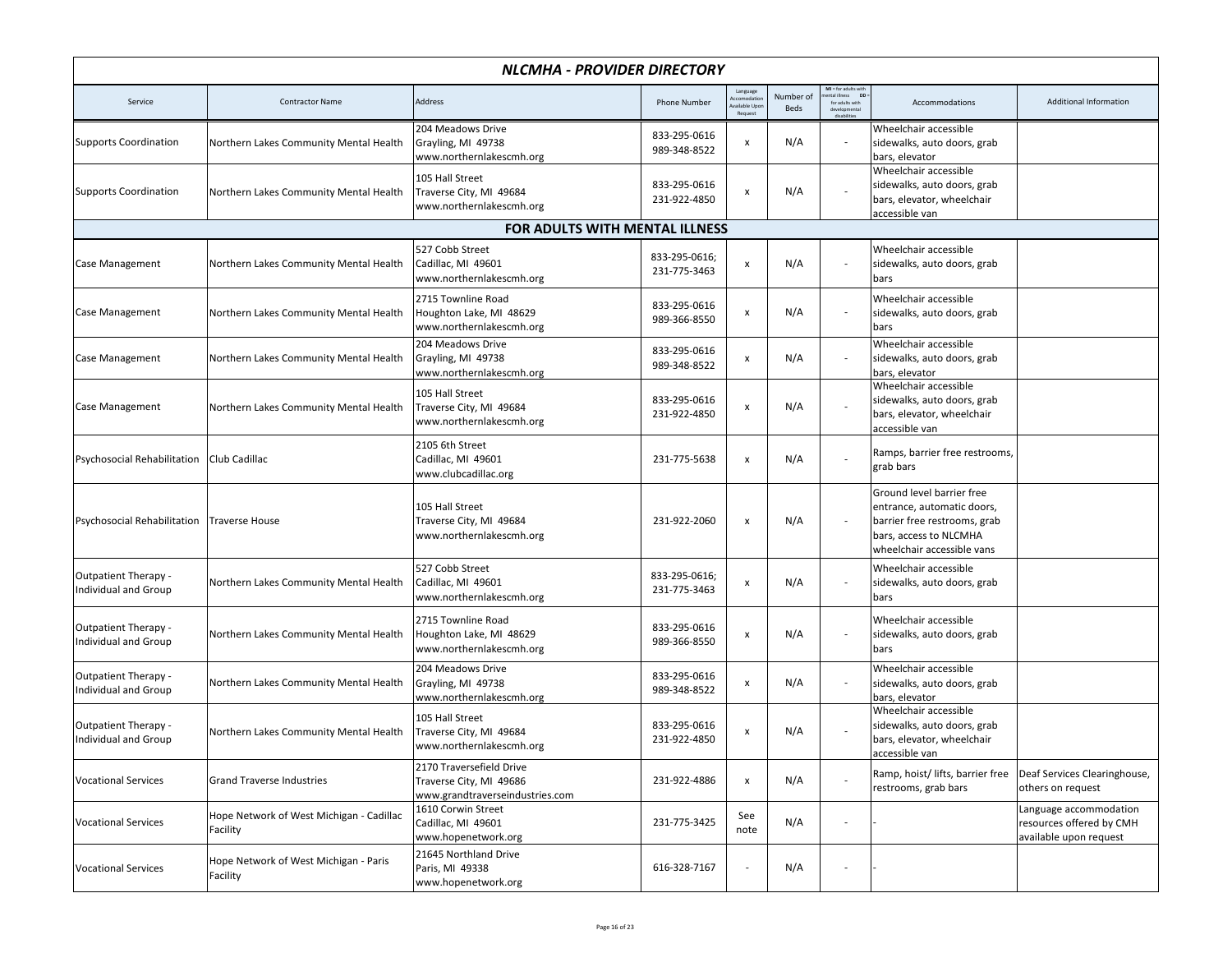## NLCMHA - PROVIDER DIRECTORY

| Service | Contractor Name | Address | Phone Number | Language Accomodation Available Upon Request | Number of Beds | MI = for adults with mental illness DD = for adults with developmental disabilities | Accommodations | Additional Information |
|---|---|---|---|---|---|---|---|---|
| Supports Coordination | Northern Lakes Community Mental Health | 204 Meadows Drive<br>Grayling, MI 49738<br>www.northernlakescmh.org | 833-295-0616<br>989-348-8522 | x | N/A | - | Wheelchair accessible sidewalks, auto doors, grab bars, elevator | |
| Supports Coordination | Northern Lakes Community Mental Health | 105 Hall Street<br>Traverse City, MI 49684<br>www.northernlakescmh.org | 833-295-0616<br>231-922-4850 | x | N/A | - | Wheelchair accessible sidewalks, auto doors, grab bars, elevator, wheelchair accessible van | |
| **FOR ADULTS WITH MENTAL ILLNESS** | | | | | | | | |
| Case Management | Northern Lakes Community Mental Health | 527 Cobb Street<br>Cadillac, MI 49601<br>www.northernlakescmh.org | 833-295-0616;<br>231-775-3463 | x | N/A | - | Wheelchair accessible sidewalks, auto doors, grab bars | |
| Case Management | Northern Lakes Community Mental Health | 2715 Townline Road<br>Houghton Lake, MI 48629<br>www.northernlakescmh.org | 833-295-0616<br>989-366-8550 | x | N/A | - | Wheelchair accessible sidewalks, auto doors, grab bars | |
| Case Management | Northern Lakes Community Mental Health | 204 Meadows Drive<br>Grayling, MI 49738<br>www.northernlakescmh.org | 833-295-0616<br>989-348-8522 | x | N/A | - | Wheelchair accessible sidewalks, auto doors, grab bars, elevator | |
| Case Management | Northern Lakes Community Mental Health | 105 Hall Street<br>Traverse City, MI 49684<br>www.northernlakescmh.org | 833-295-0616<br>231-922-4850 | x | N/A | - | Wheelchair accessible sidewalks, auto doors, grab bars, elevator, wheelchair accessible van | |
| Psychosocial Rehabilitation | Club Cadillac | 2105 6th Street<br>Cadillac, MI 49601<br>www.clubcadillac.org | 231-775-5638 | x | N/A | - | Ramps, barrier free restrooms, grab bars | |
| Psychosocial Rehabilitation | Traverse House | 105 Hall Street<br>Traverse City, MI 49684<br>www.northernlakescmh.org | 231-922-2060 | x | N/A | - | Ground level barrier free entrance, automatic doors, barrier free restrooms, grab bars, access to NLCMHA wheelchair accessible vans | |
| Outpatient Therapy - Individual and Group | Northern Lakes Community Mental Health | 527 Cobb Street<br>Cadillac, MI 49601<br>www.northernlakescmh.org | 833-295-0616;<br>231-775-3463 | x | N/A | - | Wheelchair accessible sidewalks, auto doors, grab bars | |
| Outpatient Therapy - Individual and Group | Northern Lakes Community Mental Health | 2715 Townline Road<br>Houghton Lake, MI 48629<br>www.northernlakescmh.org | 833-295-0616<br>989-366-8550 | x | N/A | - | Wheelchair accessible sidewalks, auto doors, grab bars | |
| Outpatient Therapy - Individual and Group | Northern Lakes Community Mental Health | 204 Meadows Drive<br>Grayling, MI 49738<br>www.northernlakescmh.org | 833-295-0616<br>989-348-8522 | x | N/A | - | Wheelchair accessible sidewalks, auto doors, grab bars, elevator | |
| Outpatient Therapy - Individual and Group | Northern Lakes Community Mental Health | 105 Hall Street<br>Traverse City, MI 49684<br>www.northernlakescmh.org | 833-295-0616<br>231-922-4850 | x | N/A | - | Wheelchair accessible sidewalks, auto doors, grab bars, elevator, wheelchair accessible van | |
| Vocational Services | Grand Traverse Industries | 2170 Traversefield Drive<br>Traverse City, MI 49686<br>www.grandtraverseindustries.com | 231-922-4886 | x | N/A | - | Ramp, hoist/ lifts, barrier free restrooms, grab bars | Deaf Services Clearinghouse, others on request |
| Vocational Services | Hope Network of West Michigan - Cadillac Facility | 1610 Corwin Street<br>Cadillac, MI 49601<br>www.hopenetwork.org | 231-775-3425 | See note | N/A | - | - | Language accommodation resources offered by CMH available upon request |
| Vocational Services | Hope Network of West Michigan - Paris Facility | 21645 Northland Drive<br>Paris, MI 49338<br>www.hopenetwork.org | 616-328-7167 | - | N/A | - | - | |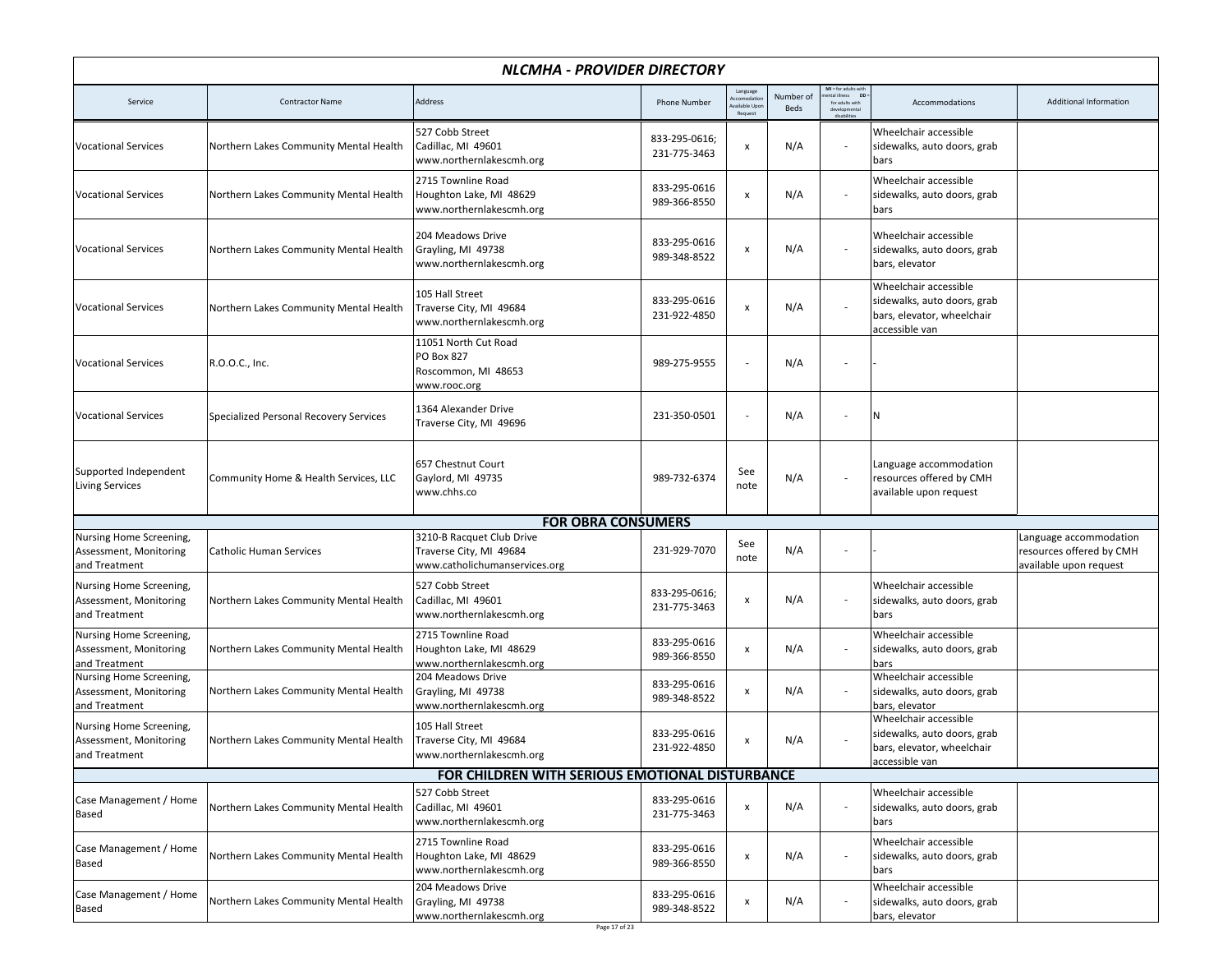## NLCMHA - PROVIDER DIRECTORY

| Service | Contractor Name | Address | Phone Number | Language Accomodation Available Upon Request | Number of Beds | MI = for adults with mental illness DD = for adults with developmental disabilities | Accommodations | Additional Information |
|---|---|---|---|---|---|---|---|---|
| Vocational Services | Northern Lakes Community Mental Health | 527 Cobb Street<br>Cadillac, MI 49601<br>www.northernlakescmh.org | 833-295-0616;<br>231-775-3463 | x | N/A | - | Wheelchair accessible sidewalks, auto doors, grab bars | |
| Vocational Services | Northern Lakes Community Mental Health | 2715 Townline Road<br>Houghton Lake, MI 48629<br>www.northernlakescmh.org | 833-295-0616<br>989-366-8550 | x | N/A | - | Wheelchair accessible sidewalks, auto doors, grab bars | |
| Vocational Services | Northern Lakes Community Mental Health | 204 Meadows Drive<br>Grayling, MI 49738<br>www.northernlakescmh.org | 833-295-0616<br>989-348-8522 | x | N/A | - | Wheelchair accessible sidewalks, auto doors, grab bars, elevator | |
| Vocational Services | Northern Lakes Community Mental Health | 105 Hall Street<br>Traverse City, MI 49684<br>www.northernlakescmh.org | 833-295-0616<br>231-922-4850 | x | N/A | - | Wheelchair accessible sidewalks, auto doors, grab bars, elevator, wheelchair accessible van | |
| Vocational Services | R.O.O.C., Inc. | 11051 North Cut Road<br>PO Box 827<br>Roscommon, MI 48653<br>www.rooc.org | 989-275-9555 | - | N/A | - | - | |
| Vocational Services | Specialized Personal Recovery Services | 1364 Alexander Drive<br>Traverse City, MI 49696 | 231-350-0501 | - | N/A | - | N | |
| Supported Independent Living Services | Community Home & Health Services, LLC | 657 Chestnut Court<br>Gaylord, MI 49735<br>www.chhs.co | 989-732-6374 | See note | N/A | - | Language accommodation resources offered by CMH available upon request | |
| **FOR OBRA CONSUMERS** | | | | | | | | |
| Nursing Home Screening, Assessment, Monitoring and Treatment | Catholic Human Services | 3210-B Racquet Club Drive<br>Traverse City, MI 49684<br>www.catholichumanservices.org | 231-929-7070 | See note | N/A | - | - | Language accommodation resources offered by CMH available upon request |
| Nursing Home Screening, Assessment, Monitoring and Treatment | Northern Lakes Community Mental Health | 527 Cobb Street<br>Cadillac, MI 49601<br>www.northernlakescmh.org | 833-295-0616;<br>231-775-3463 | x | N/A | - | Wheelchair accessible sidewalks, auto doors, grab bars | |
| Nursing Home Screening, Assessment, Monitoring and Treatment | Northern Lakes Community Mental Health | 2715 Townline Road<br>Houghton Lake, MI 48629<br>www.northernlakescmh.org | 833-295-0616<br>989-366-8550 | x | N/A | - | Wheelchair accessible sidewalks, auto doors, grab bars | |
| Nursing Home Screening, Assessment, Monitoring and Treatment | Northern Lakes Community Mental Health | 204 Meadows Drive<br>Grayling, MI 49738<br>www.northernlakescmh.org | 833-295-0616<br>989-348-8522 | x | N/A | - | Wheelchair accessible sidewalks, auto doors, grab bars, elevator | |
| Nursing Home Screening, Assessment, Monitoring and Treatment | Northern Lakes Community Mental Health | 105 Hall Street<br>Traverse City, MI 49684<br>www.northernlakescmh.org | 833-295-0616<br>231-922-4850 | x | N/A | - | Wheelchair accessible sidewalks, auto doors, grab bars, elevator, wheelchair accessible van | |
| **FOR CHILDREN WITH SERIOUS EMOTIONAL DISTURBANCE** | | | | | | | | |
| Case Management / Home Based | Northern Lakes Community Mental Health | 527 Cobb Street<br>Cadillac, MI 49601<br>www.northernlakescmh.org | 833-295-0616<br>231-775-3463 | x | N/A | - | Wheelchair accessible sidewalks, auto doors, grab bars | |
| Case Management / Home Based | Northern Lakes Community Mental Health | 2715 Townline Road<br>Houghton Lake, MI 48629<br>www.northernlakescmh.org | 833-295-0616<br>989-366-8550 | x | N/A | - | Wheelchair accessible sidewalks, auto doors, grab bars | |
| Case Management / Home Based | Northern Lakes Community Mental Health | 204 Meadows Drive<br>Grayling, MI 49738<br>www.northernlakescmh.org | 833-295-0616<br>989-348-8522 | x | N/A | - | Wheelchair accessible sidewalks, auto doors, grab bars, elevator | |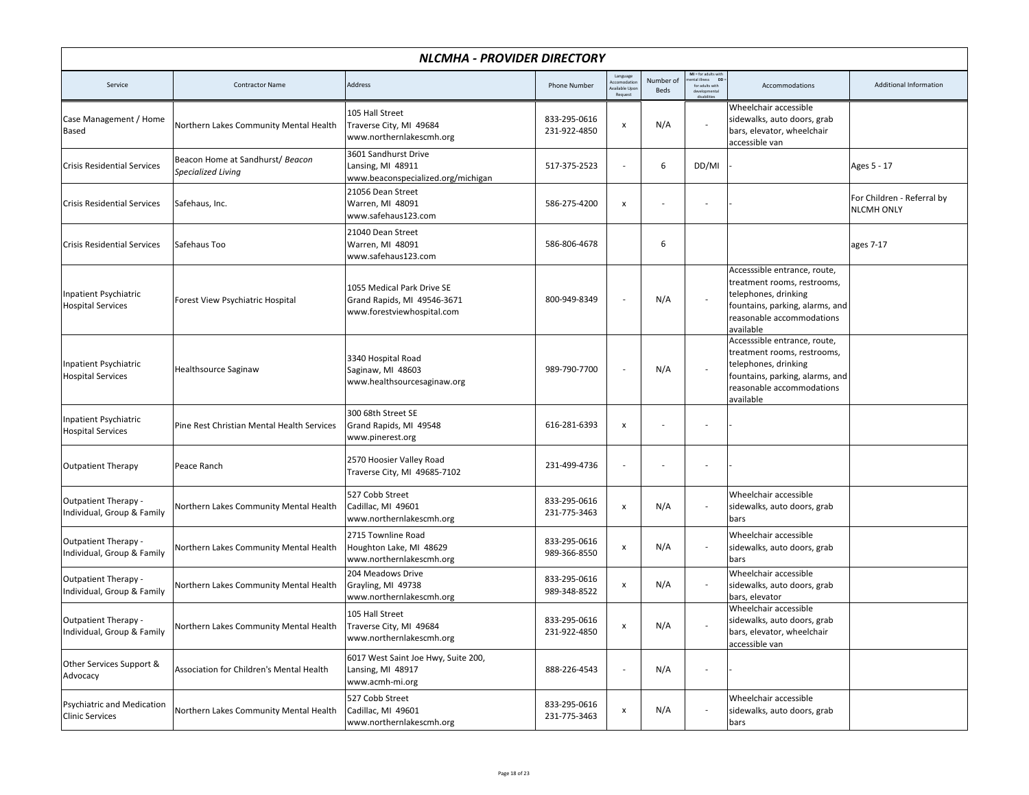# *NLCMHA - PROVIDER DIRECTORY*

| Service | Contractor Name | Address | Phone Number | Language Accomodation Available Upon Request | Number of Beds | MI = for adults with mental illness DD = for adults with developmental disabilities | Accommodations | Additional Information |
|---|---|---|---|---|---|---|---|---|
| Case Management / Home Based | Northern Lakes Community Mental Health | 105 Hall Street<br>Traverse City, MI 49684<br>www.northernlakescmh.org | 833-295-0616<br>231-922-4850 | x | N/A | - | Wheelchair accessible sidewalks, auto doors, grab bars, elevator, wheelchair accessible van | |
| Crisis Residential Services | Beacon Home at Sandhurst/ *Beacon Specialized Living* | 3601 Sandhurst Drive<br>Lansing, MI 48911<br>www.beaconspecialized.org/michigan | 517-375-2523 | - | 6 | DD/MI | - | Ages 5 - 17 |
| Crisis Residential Services | Safehaus, Inc. | 21056 Dean Street<br>Warren, MI 48091<br>www.safehaus123.com | 586-275-4200 | x | - | - | - | For Children - Referral by NLCMH ONLY |
| Crisis Residential Services | Safehaus Too | 21040 Dean Street<br>Warren, MI 48091<br>www.safehaus123.com | 586-806-4678 | | 6 | | | ages 7-17 |
| Inpatient Psychiatric Hospital Services | Forest View Psychiatric Hospital | 1055 Medical Park Drive SE<br>Grand Rapids, MI 49546-3671<br>www.forestviewhospital.com | 800-949-8349 | - | N/A | - | Accesssible entrance, route, treatment rooms, restrooms, telephones, drinking fountains, parking, alarms, and reasonable accommodations available | |
| Inpatient Psychiatric Hospital Services | Healthsource Saginaw | 3340 Hospital Road<br>Saginaw, MI 48603<br>www.healthsourcesaginaw.org | 989-790-7700 | - | N/A | - | Accesssible entrance, route, treatment rooms, restrooms, telephones, drinking fountains, parking, alarms, and reasonable accommodations available | |
| Inpatient Psychiatric Hospital Services | Pine Rest Christian Mental Health Services | 300 68th Street SE<br>Grand Rapids, MI 49548<br>www.pinerest.org | 616-281-6393 | x | - | - | - | |
| Outpatient Therapy | Peace Ranch | 2570 Hoosier Valley Road<br>Traverse City, MI 49685-7102 | 231-499-4736 | - | - | - | - | |
| Outpatient Therapy - Individual, Group & Family | Northern Lakes Community Mental Health | 527 Cobb Street<br>Cadillac, MI 49601<br>www.northernlakescmh.org | 833-295-0616<br>231-775-3463 | x | N/A | - | Wheelchair accessible sidewalks, auto doors, grab bars | |
| Outpatient Therapy - Individual, Group & Family | Northern Lakes Community Mental Health | 2715 Townline Road<br>Houghton Lake, MI 48629<br>www.northernlakescmh.org | 833-295-0616<br>989-366-8550 | x | N/A | - | Wheelchair accessible sidewalks, auto doors, grab bars | |
| Outpatient Therapy - Individual, Group & Family | Northern Lakes Community Mental Health | 204 Meadows Drive<br>Grayling, MI 49738<br>www.northernlakescmh.org | 833-295-0616<br>989-348-8522 | x | N/A | - | Wheelchair accessible sidewalks, auto doors, grab bars, elevator | |
| Outpatient Therapy - Individual, Group & Family | Northern Lakes Community Mental Health | 105 Hall Street<br>Traverse City, MI 49684<br>www.northernlakescmh.org | 833-295-0616<br>231-922-4850 | x | N/A | - | Wheelchair accessible sidewalks, auto doors, grab bars, elevator, wheelchair accessible van | |
| Other Services Support & Advocacy | Association for Children's Mental Health | 6017 West Saint Joe Hwy, Suite 200,<br>Lansing, MI 48917<br>www.acmh-mi.org | 888-226-4543 | - | N/A | - | - | |
| Psychiatric and Medication Clinic Services | Northern Lakes Community Mental Health | 527 Cobb Street<br>Cadillac, MI 49601<br>www.northernlakescmh.org | 833-295-0616<br>231-775-3463 | x | N/A | - | Wheelchair accessible sidewalks, auto doors, grab bars | |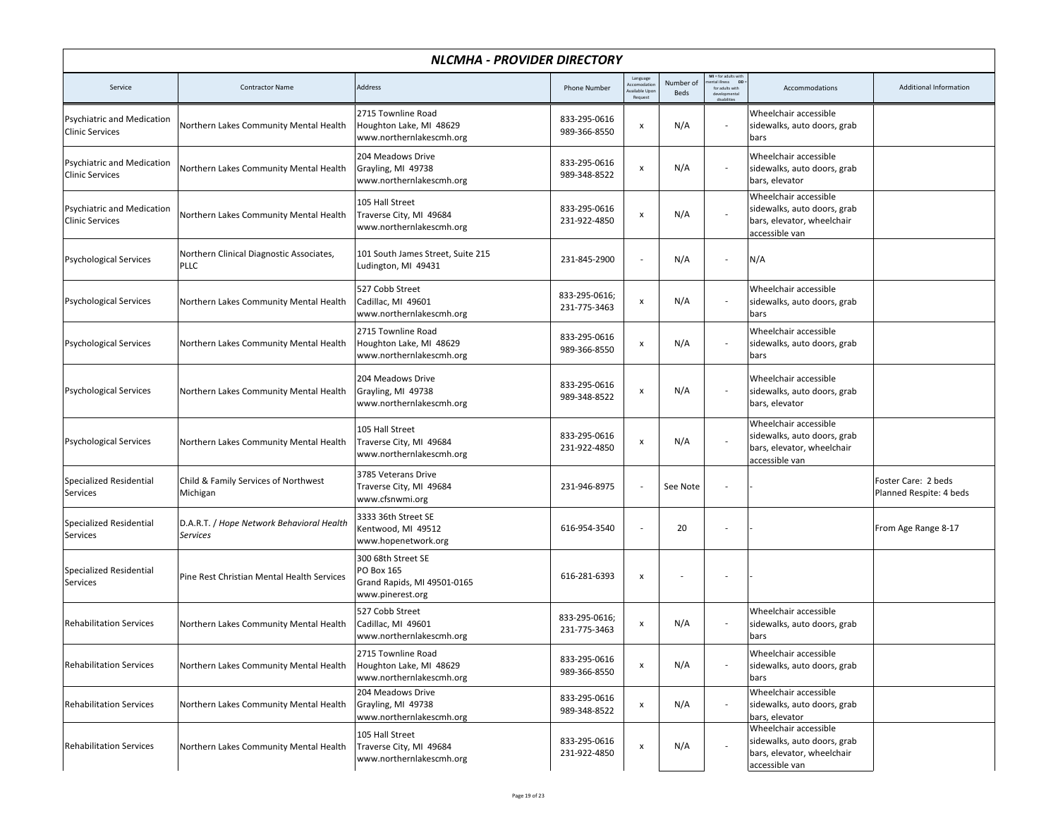## *NLCMHA - PROVIDER DIRECTORY*

| Service | Contractor Name | Address | Phone Number | Language Accomodation Available Upon Request | Number of Beds | MI = for adults with mental illness DD = for adults with developmental disabilities | Accommodations | Additional Information |
|---|---|---|---|---|---|---|---|---|
| Psychiatric and Medication Clinic Services | Northern Lakes Community Mental Health | 2715 Townline Road<br>Houghton Lake, MI 48629<br>www.northernlakescmh.org | 833-295-0616<br>989-366-8550 | x | N/A | - | Wheelchair accessible sidewalks, auto doors, grab bars | |
| Psychiatric and Medication Clinic Services | Northern Lakes Community Mental Health | 204 Meadows Drive<br>Grayling, MI 49738<br>www.northernlakescmh.org | 833-295-0616<br>989-348-8522 | x | N/A | - | Wheelchair accessible sidewalks, auto doors, grab bars, elevator | |
| Psychiatric and Medication Clinic Services | Northern Lakes Community Mental Health | 105 Hall Street<br>Traverse City, MI 49684<br>www.northernlakescmh.org | 833-295-0616<br>231-922-4850 | x | N/A | - | Wheelchair accessible sidewalks, auto doors, grab bars, elevator, wheelchair accessible van | |
| Psychological Services | Northern Clinical Diagnostic Associates, PLLC | 101 South James Street, Suite 215<br>Ludington, MI 49431 | 231-845-2900 | - | N/A | - | N/A | |
| Psychological Services | Northern Lakes Community Mental Health | 527 Cobb Street<br>Cadillac, MI 49601<br>www.northernlakescmh.org | 833-295-0616;<br>231-775-3463 | x | N/A | - | Wheelchair accessible sidewalks, auto doors, grab bars | |
| Psychological Services | Northern Lakes Community Mental Health | 2715 Townline Road<br>Houghton Lake, MI 48629<br>www.northernlakescmh.org | 833-295-0616<br>989-366-8550 | x | N/A | - | Wheelchair accessible sidewalks, auto doors, grab bars | |
| Psychological Services | Northern Lakes Community Mental Health | 204 Meadows Drive<br>Grayling, MI 49738<br>www.northernlakescmh.org | 833-295-0616<br>989-348-8522 | x | N/A | - | Wheelchair accessible sidewalks, auto doors, grab bars, elevator | |
| Psychological Services | Northern Lakes Community Mental Health | 105 Hall Street<br>Traverse City, MI 49684<br>www.northernlakescmh.org | 833-295-0616<br>231-922-4850 | x | N/A | - | Wheelchair accessible sidewalks, auto doors, grab bars, elevator, wheelchair accessible van | |
| Specialized Residential Services | Child & Family Services of Northwest Michigan | 3785 Veterans Drive<br>Traverse City, MI 49684<br>www.cfsnwmi.org | 231-946-8975 | - | See Note | - | - | Foster Care: 2 beds<br>Planned Respite: 4 beds |
| Specialized Residential Services | D.A.R.T. / *Hope Network Behavioral Health Services* | 3333 36th Street SE<br>Kentwood, MI 49512<br>www.hopenetwork.org | 616-954-3540 | - | 20 | - | - | From Age Range 8-17 |
| Specialized Residential Services | Pine Rest Christian Mental Health Services | 300 68th Street SE<br>PO Box 165<br>Grand Rapids, MI 49501-0165<br>www.pinerest.org | 616-281-6393 | x | - | - | - | |
| Rehabilitation Services | Northern Lakes Community Mental Health | 527 Cobb Street<br>Cadillac, MI 49601<br>www.northernlakescmh.org | 833-295-0616;<br>231-775-3463 | x | N/A | - | Wheelchair accessible sidewalks, auto doors, grab bars | |
| Rehabilitation Services | Northern Lakes Community Mental Health | 2715 Townline Road<br>Houghton Lake, MI 48629<br>www.northernlakescmh.org | 833-295-0616<br>989-366-8550 | x | N/A | - | Wheelchair accessible sidewalks, auto doors, grab bars | |
| Rehabilitation Services | Northern Lakes Community Mental Health | 204 Meadows Drive<br>Grayling, MI 49738<br>www.northernlakescmh.org | 833-295-0616<br>989-348-8522 | x | N/A | - | Wheelchair accessible sidewalks, auto doors, grab bars, elevator | |
| Rehabilitation Services | Northern Lakes Community Mental Health | 105 Hall Street<br>Traverse City, MI 49684<br>www.northernlakescmh.org | 833-295-0616<br>231-922-4850 | x | N/A | - | Wheelchair accessible sidewalks, auto doors, grab bars, elevator, wheelchair accessible van | |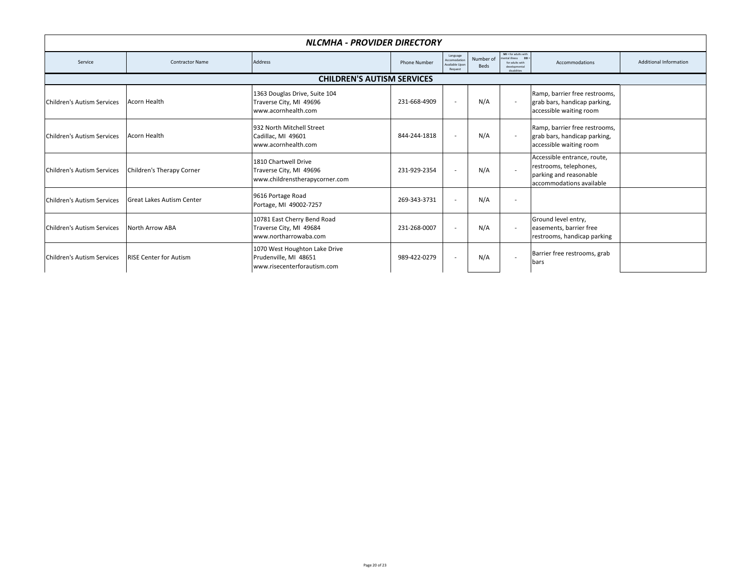## NLCMHA - PROVIDER DIRECTORY

| Service | Contractor Name | Address | Phone Number | Language Accomodation Available Upon Request | Number of Beds | MI = for adults with mental illness DD = for adults with developmental disabilities | Accommodations | Additional Information |
|---|---|---|---|---|---|---|---|---|
| **CHILDREN'S AUTISM SERVICES** | | | | | | | | |
| Children's Autism Services | Acorn Health | 1363 Douglas Drive, Suite 104<br>Traverse City, MI 49696<br>www.acornhealth.com | 231-668-4909 | - | N/A | - | Ramp, barrier free restrooms, grab bars, handicap parking, accessible waiting room | |
| Children's Autism Services | Acorn Health | 932 North Mitchell Street<br>Cadillac, MI 49601<br>www.acornhealth.com | 844-244-1818 | - | N/A | - | Ramp, barrier free restrooms, grab bars, handicap parking, accessible waiting room | |
| Children's Autism Services | Children's Therapy Corner | 1810 Chartwell Drive<br>Traverse City, MI 49696<br>www.childrenstherapycorner.com | 231-929-2354 | - | N/A | - | Accessible entrance, route, restrooms, telephones, parking and reasonable accommodations available | |
| Children's Autism Services | Great Lakes Autism Center | 9616 Portage Road<br>Portage, MI 49002-7257 | 269-343-3731 | - | N/A | - | | |
| Children's Autism Services | North Arrow ABA | 10781 East Cherry Bend Road<br>Traverse City, MI 49684<br>www.northarrowaba.com | 231-268-0007 | - | N/A | - | Ground level entry, easements, barrier free restrooms, handicap parking | |
| Children's Autism Services | RISE Center for Autism | 1070 West Houghton Lake Drive<br>Prudenville, MI 48651<br>www.risecenterforautism.com | 989-422-0279 | - | N/A | - | Barrier free restrooms, grab bars | |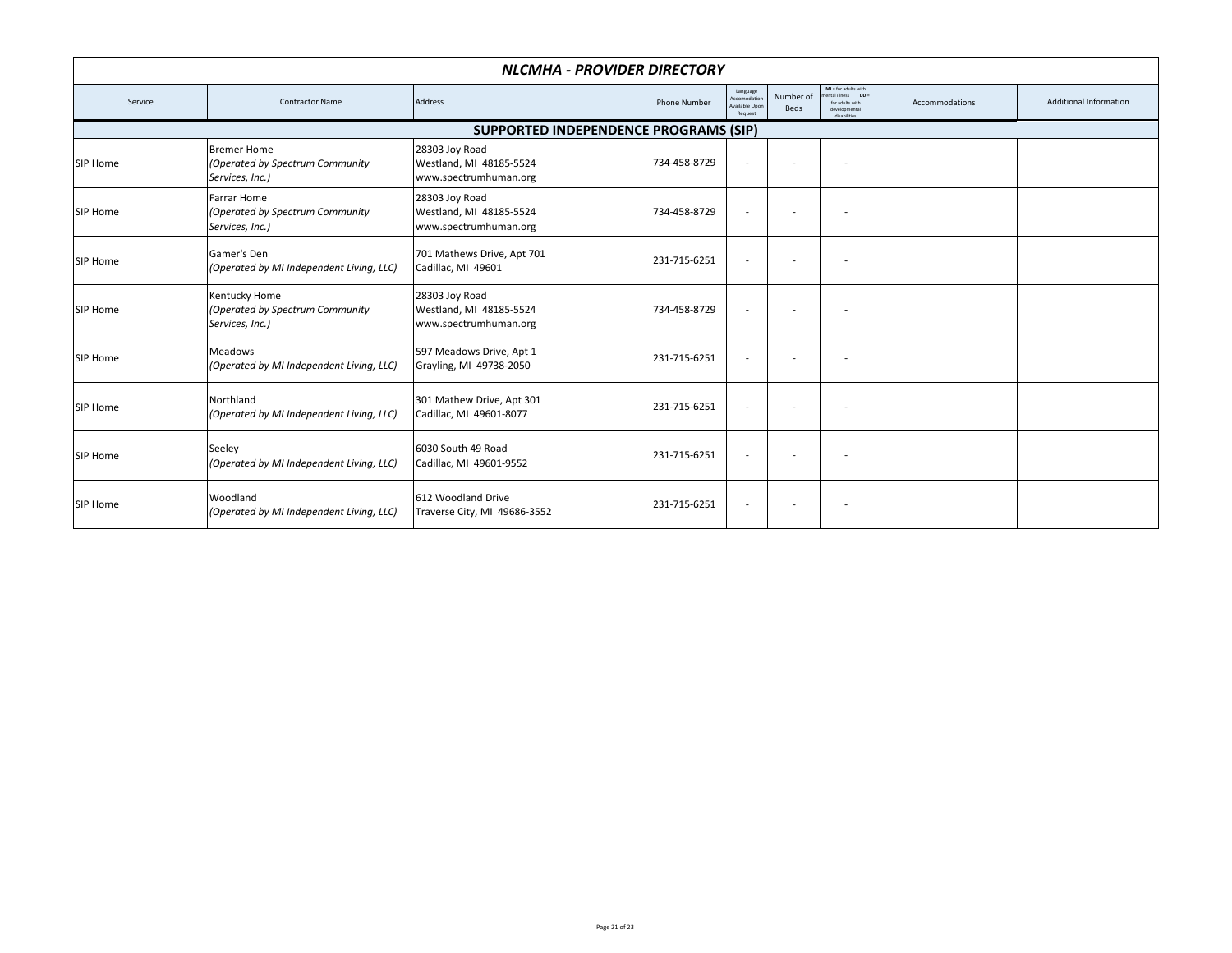# NLCMHA - PROVIDER DIRECTORY

| Service | Contractor Name | Address | Phone Number | Language Accomodation Available Upon Request | Number of Beds | MI = for adults with mental illness DD = for adults with developmental disabilities | Accommodations | Additional Information |
|---|---|---|---|---|---|---|---|---|
| **SUPPORTED INDEPENDENCE PROGRAMS (SIP)** | | | | | | | | |
| SIP Home | Bremer Home<br>*(Operated by Spectrum Community Services, Inc.)* | 28303 Joy Road<br>Westland, MI 48185-5524<br>www.spectrumhuman.org | 734-458-8729 | - | - | - | | |
| SIP Home | Farrar Home<br>*(Operated by Spectrum Community Services, Inc.)* | 28303 Joy Road<br>Westland, MI 48185-5524<br>www.spectrumhuman.org | 734-458-8729 | - | - | - | | |
| SIP Home | Gamer's Den<br>*(Operated by MI Independent Living, LLC)* | 701 Mathews Drive, Apt 701<br>Cadillac, MI 49601 | 231-715-6251 | - | - | - | | |
| SIP Home | Kentucky Home<br>*(Operated by Spectrum Community Services, Inc.)* | 28303 Joy Road<br>Westland, MI 48185-5524<br>www.spectrumhuman.org | 734-458-8729 | - | - | - | | |
| SIP Home | Meadows<br>*(Operated by MI Independent Living, LLC)* | 597 Meadows Drive, Apt 1<br>Grayling, MI 49738-2050 | 231-715-6251 | - | - | - | | |
| SIP Home | Northland<br>*(Operated by MI Independent Living, LLC)* | 301 Mathew Drive, Apt 301<br>Cadillac, MI 49601-8077 | 231-715-6251 | - | - | - | | |
| SIP Home | Seeley<br>*(Operated by MI Independent Living, LLC)* | 6030 South 49 Road<br>Cadillac, MI 49601-9552 | 231-715-6251 | - | - | - | | |
| SIP Home | Woodland<br>*(Operated by MI Independent Living, LLC)* | 612 Woodland Drive<br>Traverse City, MI 49686-3552 | 231-715-6251 | - | - | - | | |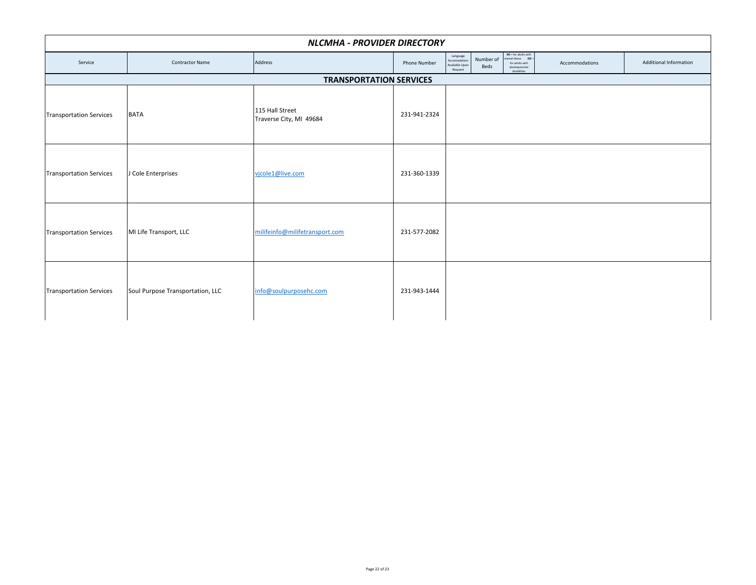## NLCMHA - PROVIDER DIRECTORY

| Service | Contractor Name | Address | Phone Number | Language Accomodation Available Upon Request | Number of Beds | MI = for adults with mental illness DD = for adults with developmental disabilities | Accommodations | Additional Information |
|---|---|---|---|---|---|---|---|---|
| **TRANSPORTATION SERVICES** | | | | | | | | |
| Transportation Services | BATA | 115 Hall Street<br>Traverse City, MI 49684 | 231-941-2324 | | | | | |
| Transportation Services | J Cole Enterprises | vjcole1@live.com | 231-360-1339 | | | | | |
| Transportation Services | MI Life Transport, LLC | milifeinfo@milifetransport.com | 231-577-2082 | | | | | |
| Transportation Services | Soul Purpose Transportation, LLC | info@soulpurposehc.com | 231-943-1444 | | | | | |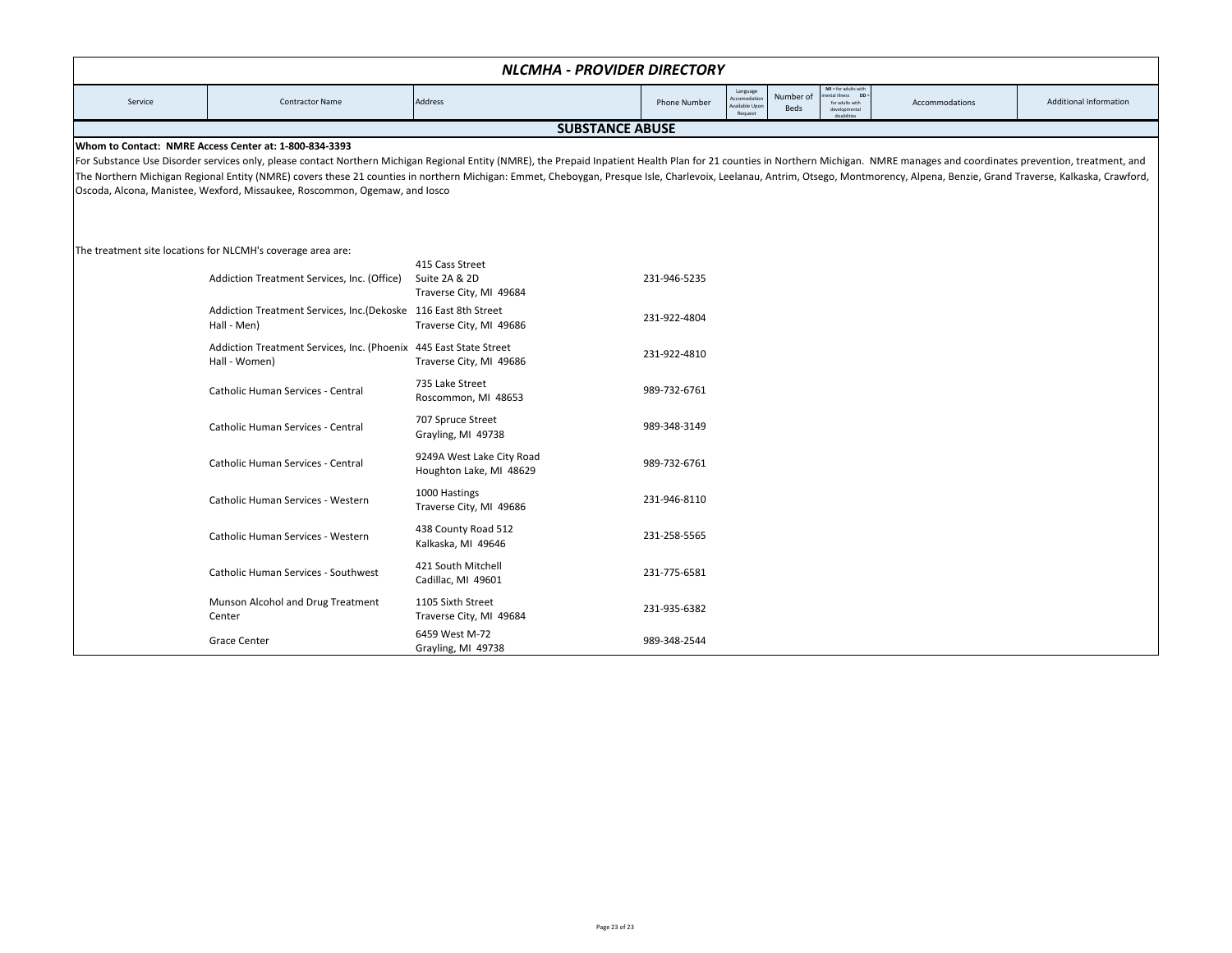# NLCMHA - PROVIDER DIRECTORY

| Service | Contractor Name | Address | Phone Number | Language Accomodation Available Upon Request | Number of Beds | MI = for adults with mental illness DD = for adults with developmental disabilities | Accommodations | Additional Information |
|---|---|---|---|---|---|---|---|---|

## SUBSTANCE ABUSE

**Whom to Contact: NMRE Access Center at: 1-800-834-3393**

For Substance Use Disorder services only, please contact Northern Michigan Regional Entity (NMRE), the Prepaid Inpatient Health Plan for 21 counties in Northern Michigan. NMRE manages and coordinates prevention, treatment, and

The Northern Michigan Regional Entity (NMRE) covers these 21 counties in northern Michigan: Emmet, Cheboygan, Presque Isle, Charlevoix, Leelanau, Antrim, Otsego, Montmorency, Alpena, Benzie, Grand Traverse, Kalkaska, Crawford, Oscoda, Alcona, Manistee, Wexford, Missaukee, Roscommon, Ogemaw, and Iosco

The treatment site locations for NLCMH's coverage area are:

| | Contractor Name | Address | Phone Number |
|---|---|---|---|
| | Addiction Treatment Services, Inc. (Office) | 415 Cass Street<br>Suite 2A & 2D<br>Traverse City, MI 49684 | 231-946-5235 |
| | Addiction Treatment Services, Inc.(Dekoske Hall - Men) | 116 East 8th Street<br>Traverse City, MI 49686 | 231-922-4804 |
| | Addiction Treatment Services, Inc. (Phoenix Hall - Women) | 445 East State Street<br>Traverse City, MI 49686 | 231-922-4810 |
| | Catholic Human Services - Central | 735 Lake Street<br>Roscommon, MI 48653 | 989-732-6761 |
| | Catholic Human Services - Central | 707 Spruce Street<br>Grayling, MI 49738 | 989-348-3149 |
| | Catholic Human Services - Central | 9249A West Lake City Road<br>Houghton Lake, MI 48629 | 989-732-6761 |
| | Catholic Human Services - Western | 1000 Hastings<br>Traverse City, MI 49686 | 231-946-8110 |
| | Catholic Human Services - Western | 438 County Road 512<br>Kalkaska, MI 49646 | 231-258-5565 |
| | Catholic Human Services - Southwest | 421 South Mitchell<br>Cadillac, MI 49601 | 231-775-6581 |
| | Munson Alcohol and Drug Treatment Center | 1105 Sixth Street<br>Traverse City, MI 49684 | 231-935-6382 |
| | Grace Center | 6459 West M-72<br>Grayling, MI 49738 | 989-348-2544 |